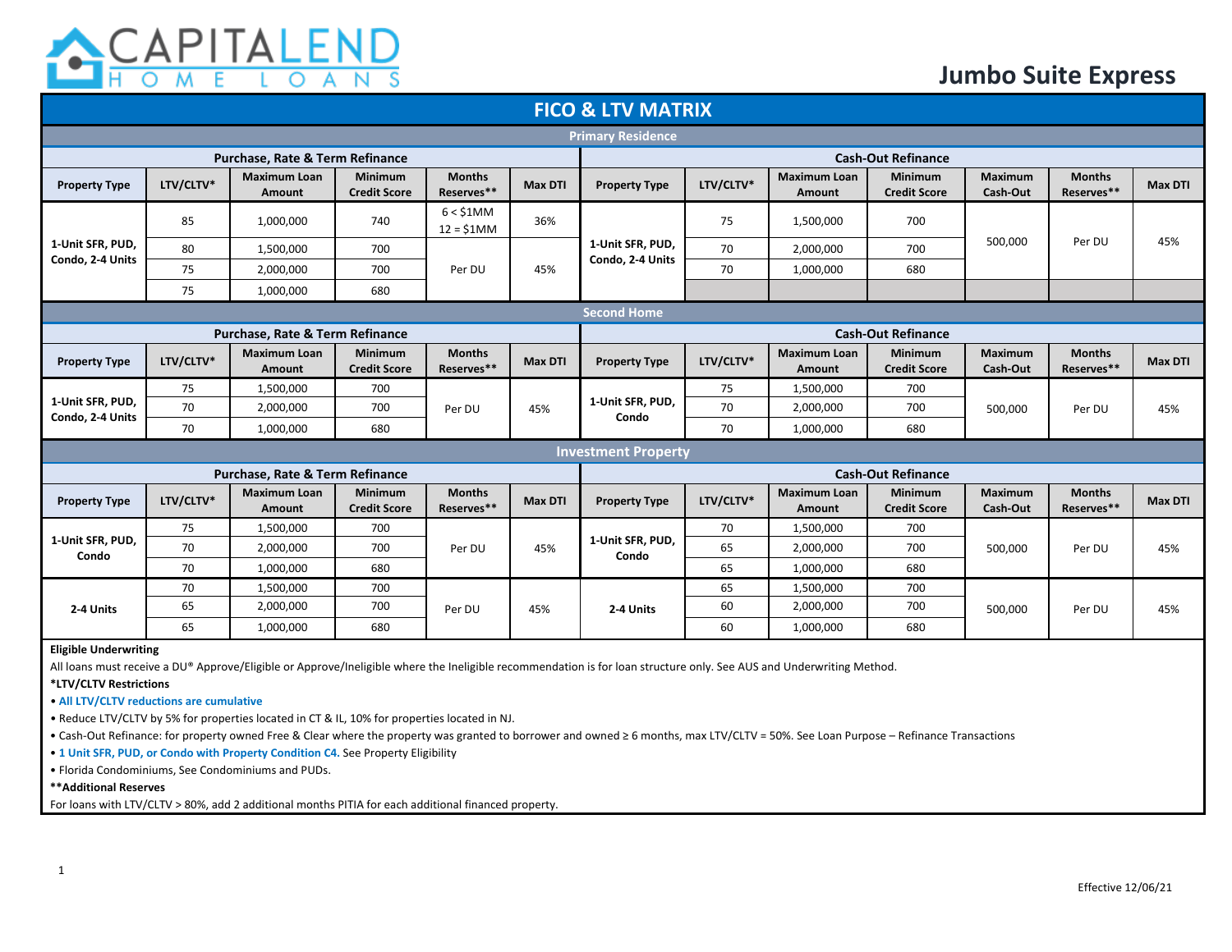# Jumbo Suite Express

## FICO & LTV MATRIX

### Primary Residence

**Purchase, Rate & Term Refinance**

| Property Type | LTV/CLTV* | Maximum Loan Amount | Minimum Credit Score | Months Reserves** | Max DTI |
|---|---|---|---|---|---|
| 1-Unit SFR, PUD, Condo, 2-4 Units | 85 | 1,000,000 | 740 | 6 < $1MM<br>12 = $1MM | 36% |
| | 80 | 1,500,000 | 700 | Per DU | 45% |
| | 75 | 2,000,000 | 700 | | |
| | 75 | 1,000,000 | 680 | | |

**Cash-Out Refinance**

| Property Type | LTV/CLTV* | Maximum Loan Amount | Minimum Credit Score | Maximum Cash-Out | Months Reserves** | Max DTI |
|---|---|---|---|---|---|---|
| 1-Unit SFR, PUD, Condo, 2-4 Units | 75 | 1,500,000 | 700 | 500,000 | Per DU | 45% |
| | 70 | 2,000,000 | 700 | | | |
| | 70 | 1,000,000 | 680 | | | |

### Second Home

**Purchase, Rate & Term Refinance**

| Property Type | LTV/CLTV* | Maximum Loan Amount | Minimum Credit Score | Months Reserves** | Max DTI |
|---|---|---|---|---|---|
| 1-Unit SFR, PUD, Condo, 2-4 Units | 75 | 1,500,000 | 700 | Per DU | 45% |
| | 70 | 2,000,000 | 700 | | |
| | 70 | 1,000,000 | 680 | | |

**Cash-Out Refinance**

| Property Type | LTV/CLTV* | Maximum Loan Amount | Minimum Credit Score | Maximum Cash-Out | Months Reserves** | Max DTI |
|---|---|---|---|---|---|---|
| 1-Unit SFR, PUD, Condo | 75 | 1,500,000 | 700 | 500,000 | Per DU | 45% |
| | 70 | 2,000,000 | 700 | | | |
| | 70 | 1,000,000 | 680 | | | |

### Investment Property

**Purchase, Rate & Term Refinance**

| Property Type | LTV/CLTV* | Maximum Loan Amount | Minimum Credit Score | Months Reserves** | Max DTI |
|---|---|---|---|---|---|
| 1-Unit SFR, PUD, Condo | 75 | 1,500,000 | 700 | Per DU | 45% |
| | 70 | 2,000,000 | 700 | | |
| | 70 | 1,000,000 | 680 | | |
| 2-4 Units | 70 | 1,500,000 | 700 | Per DU | 45% |
| | 65 | 2,000,000 | 700 | | |
| | 65 | 1,000,000 | 680 | | |

**Cash-Out Refinance**

| Property Type | LTV/CLTV* | Maximum Loan Amount | Minimum Credit Score | Maximum Cash-Out | Months Reserves** | Max DTI |
|---|---|---|---|---|---|---|
| 1-Unit SFR, PUD, Condo | 70 | 1,500,000 | 700 | 500,000 | Per DU | 45% |
| | 65 | 2,000,000 | 700 | | | |
| | 65 | 1,000,000 | 680 | | | |
| 2-4 Units | 65 | 1,500,000 | 700 | 500,000 | Per DU | 45% |
| | 60 | 2,000,000 | 700 | | | |
| | 60 | 1,000,000 | 680 | | | |

**Eligible Underwriting**

All loans must receive a DU® Approve/Eligible or Approve/Ineligible where the Ineligible recommendation is for loan structure only. See AUS and Underwriting Method.

***LTV/CLTV Restrictions**

- All LTV/CLTV reductions are cumulative
- Reduce LTV/CLTV by 5% for properties located in CT & IL, 10% for properties located in NJ.
- Cash-Out Refinance: for property owned Free & Clear where the property was granted to borrower and owned ≥ 6 months, max LTV/CLTV = 50%. See Loan Purpose – Refinance Transactions
- 1 Unit SFR, PUD, or Condo with Property Condition C4. See Property Eligibility
- Florida Condominiums, See Condominiums and PUDs.

****Additional Reserves**

For loans with LTV/CLTV > 80%, add 2 additional months PITIA for each additional financed property.

Effective 12/06/21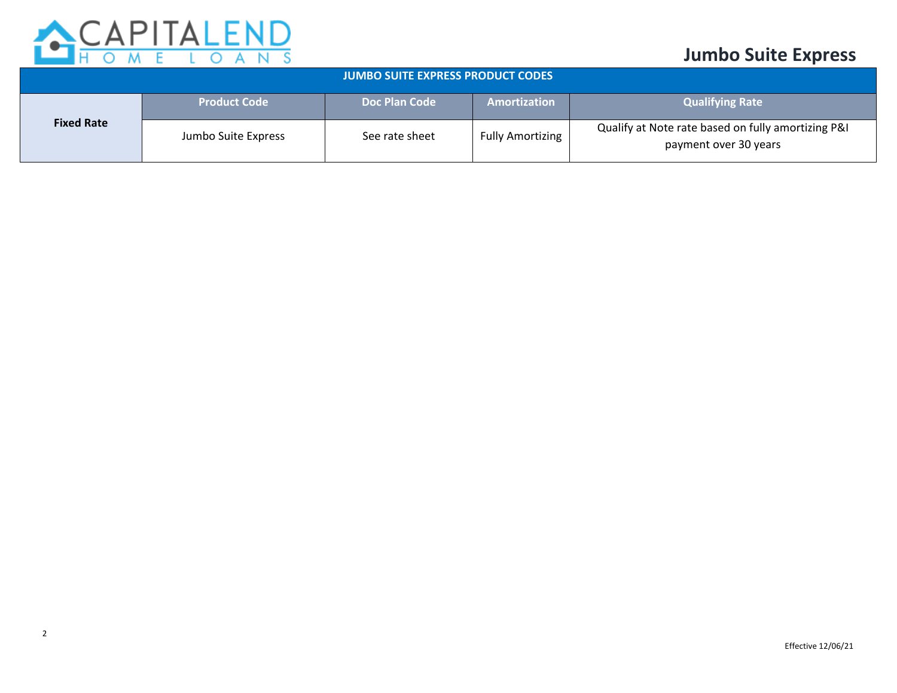# Jumbo Suite Express

| JUMBO SUITE EXPRESS PRODUCT CODES | | | | |
|---|---|---|---|---|
| | **Product Code** | **Doc Plan Code** | **Amortization** | **Qualifying Rate** |
| **Fixed Rate** | Jumbo Suite Express | See rate sheet | Fully Amortizing | Qualify at Note rate based on fully amortizing P&I payment over 30 years |

Effective 12/06/21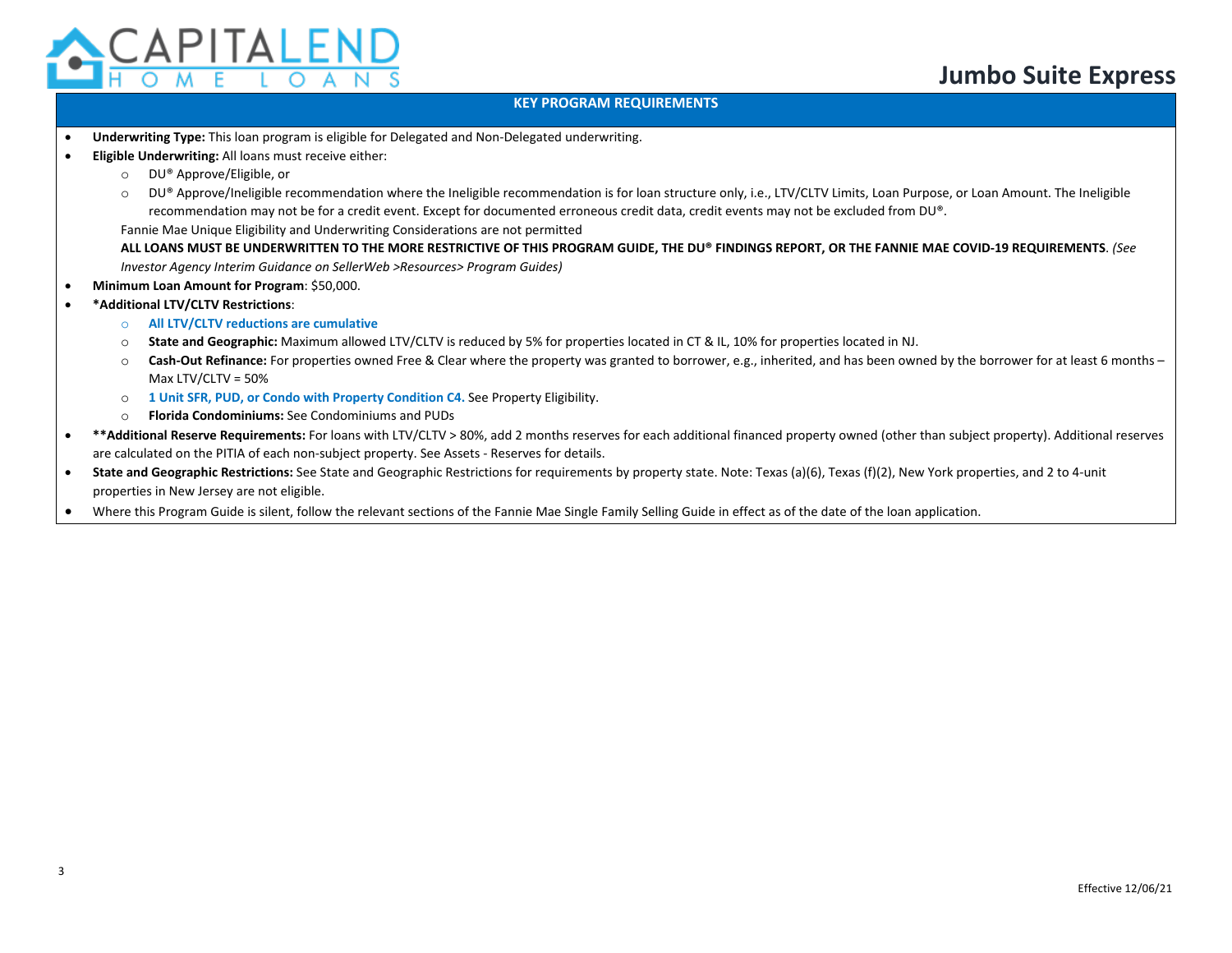## KEY PROGRAM REQUIREMENTS

- **Underwriting Type:** This loan program is eligible for Delegated and Non-Delegated underwriting.
- **Eligible Underwriting:** All loans must receive either:
  - DU® Approve/Eligible, or
  - DU® Approve/Ineligible recommendation where the Ineligible recommendation is for loan structure only, i.e., LTV/CLTV Limits, Loan Purpose, or Loan Amount. The Ineligible recommendation may not be for a credit event. Except for documented erroneous credit data, credit events may not be excluded from DU®.

  Fannie Mae Unique Eligibility and Underwriting Considerations are not permitted

  **ALL LOANS MUST BE UNDERWRITTEN TO THE MORE RESTRICTIVE OF THIS PROGRAM GUIDE, THE DU® FINDINGS REPORT, OR THE FANNIE MAE COVID-19 REQUIREMENTS**. *(See Investor Agency Interim Guidance on SellerWeb >Resources> Program Guides)*
- **Minimum Loan Amount for Program**: $50,000.
- ***Additional LTV/CLTV Restrictions**:
  - **All LTV/CLTV reductions are cumulative**
  - **State and Geographic:** Maximum allowed LTV/CLTV is reduced by 5% for properties located in CT & IL, 10% for properties located in NJ.
  - **Cash-Out Refinance:** For properties owned Free & Clear where the property was granted to borrower, e.g., inherited, and has been owned by the borrower for at least 6 months – Max LTV/CLTV = 50%
  - **1 Unit SFR, PUD, or Condo with Property Condition C4.** See Property Eligibility.
  - **Florida Condominiums:** See Condominiums and PUDs
- ****Additional Reserve Requirements:** For loans with LTV/CLTV > 80%, add 2 months reserves for each additional financed property owned (other than subject property). Additional reserves are calculated on the PITIA of each non-subject property. See Assets - Reserves for details.
- **State and Geographic Restrictions:** See State and Geographic Restrictions for requirements by property state. Note: Texas (a)(6), Texas (f)(2), New York properties, and 2 to 4-unit properties in New Jersey are not eligible.
- Where this Program Guide is silent, follow the relevant sections of the Fannie Mae Single Family Selling Guide in effect as of the date of the loan application.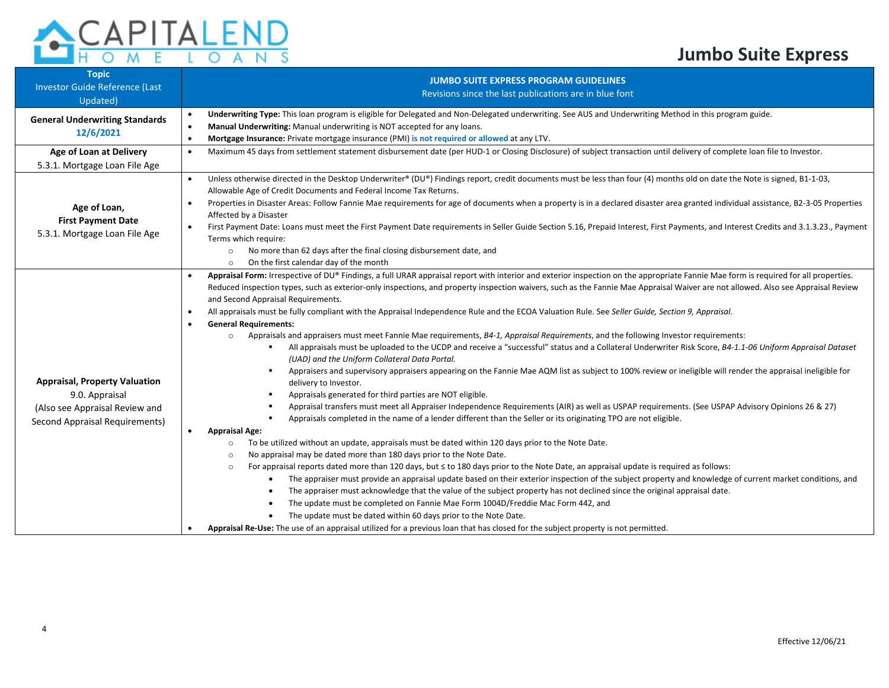# Jumbo Suite Express

| Topic<br>Investor Guide Reference (Last Updated) | JUMBO SUITE EXPRESS PROGRAM GUIDELINES<br>Revisions since the last publications are in blue font |
|---|---|
| **General Underwriting Standards**<br>**12/6/2021** | • **Underwriting Type:** This loan program is eligible for Delegated and Non-Delegated underwriting. See AUS and Underwriting Method in this program guide.<br>• **Manual Underwriting:** Manual underwriting is NOT accepted for any loans.<br>• **Mortgage Insurance:** Private mortgage insurance (PMI) **is not required or allowed** at any LTV. |
| **Age of Loan at Delivery**<br>5.3.1. Mortgage Loan File Age | • Maximum 45 days from settlement statement disbursement date (per HUD-1 or Closing Disclosure) of subject transaction until delivery of complete loan file to Investor. |
| **Age of Loan,**<br>**First Payment Date**<br>5.3.1. Mortgage Loan File Age | • Unless otherwise directed in the Desktop Underwriter® (DU®) Findings report, credit documents must be less than four (4) months old on date the Note is signed, B1-1-03, Allowable Age of Credit Documents and Federal Income Tax Returns.<br>• Properties in Disaster Areas: Follow Fannie Mae requirements for age of documents when a property is in a declared disaster area granted individual assistance, B2-3-05 Properties Affected by a Disaster<br>• First Payment Date: Loans must meet the First Payment Date requirements in Seller Guide Section 5.16, Prepaid Interest, First Payments, and Interest Credits and 3.1.3.23., Payment Terms which require:<br>  ○ No more than 62 days after the final closing disbursement date, and<br>  ○ On the first calendar day of the month |
| **Appraisal, Property Valuation**<br>9.0. Appraisal<br>(Also see Appraisal Review and Second Appraisal Requirements) | • **Appraisal Form:** Irrespective of DU® Findings, a full URAR appraisal report with interior and exterior inspection on the appropriate Fannie Mae form is required for all properties. Reduced inspection types, such as exterior-only inspections, and property inspection waivers, such as the Fannie Mae Appraisal Waiver are not allowed. Also see Appraisal Review and Second Appraisal Requirements.<br>• All appraisals must be fully compliant with the Appraisal Independence Rule and the ECOA Valuation Rule. See *Seller Guide, Section 9, Appraisal.*<br>• **General Requirements:**<br>  ○ Appraisals and appraisers must meet Fannie Mae requirements, *B4-1, Appraisal Requirements*, and the following Investor requirements:<br>    ▪ All appraisals must be uploaded to the UCDP and receive a "successful" status and a Collateral Underwriter Risk Score, *B4-1.1-06 Uniform Appraisal Dataset (UAD) and the Uniform Collateral Data Portal.*<br>    ▪ Appraisers and supervisory appraisers appearing on the Fannie Mae AQM list as subject to 100% review or ineligible will render the appraisal ineligible for delivery to Investor.<br>    ▪ Appraisals generated for third parties are NOT eligible.<br>    ▪ Appraisal transfers must meet all Appraiser Independence Requirements (AIR) as well as USPAP requirements. (See USPAP Advisory Opinions 26 & 27)<br>    ▪ Appraisals completed in the name of a lender different than the Seller or its originating TPO are not eligible.<br>• **Appraisal Age:**<br>  ○ To be utilized without an update, appraisals must be dated within 120 days prior to the Note Date.<br>  ○ No appraisal may be dated more than 180 days prior to the Note Date.<br>  ○ For appraisal reports dated more than 120 days, but ≤ to 180 days prior to the Note Date, an appraisal update is required as follows:<br>    • The appraiser must provide an appraisal update based on their exterior inspection of the subject property and knowledge of current market conditions, and<br>    • The appraiser must acknowledge that the value of the subject property has not declined since the original appraisal date.<br>    • The update must be completed on Fannie Mae Form 1004D/Freddie Mac Form 442, and<br>    • The update must be dated within 60 days prior to the Note Date.<br>• **Appraisal Re-Use:** The use of an appraisal utilized for a previous loan that has closed for the subject property is not permitted. |

Effective 12/06/21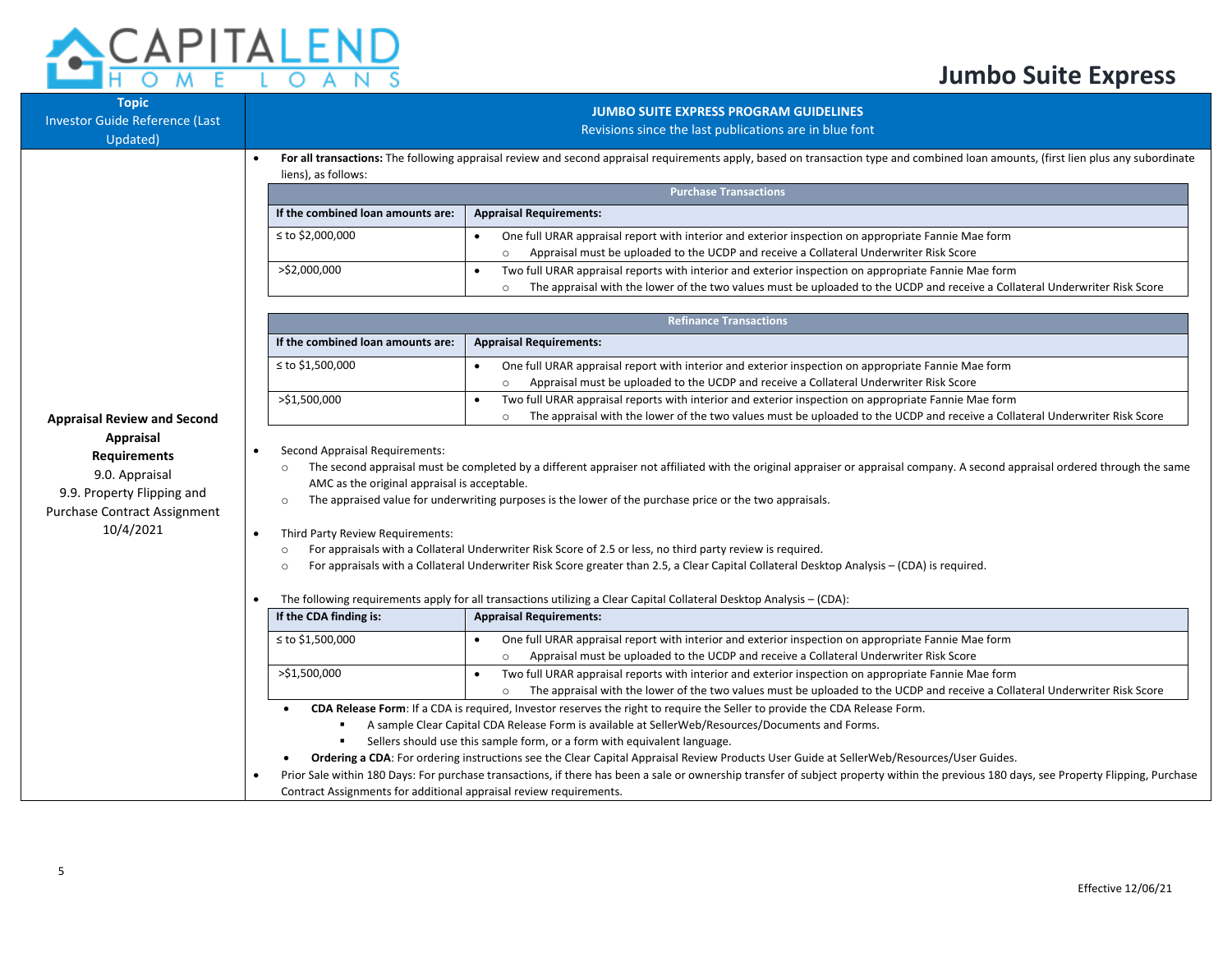| Topic<br>Investor Guide Reference (Last Updated) | JUMBO SUITE EXPRESS PROGRAM GUIDELINES<br>Revisions since the last publications are in blue font |
|---|---|
| **Appraisal Review and Second Appraisal Requirements**<br>9.0. Appraisal<br>9.9. Property Flipping and Purchase Contract Assignment<br>10/4/2021 | See below |

- **For all transactions:** The following appraisal review and second appraisal requirements apply, based on transaction type and combined loan amounts, (first lien plus any subordinate liens), as follows:

| Purchase Transactions | |
|---|---|
| **If the combined loan amounts are:** | **Appraisal Requirements:** |
| ≤ to $2,000,000 | • One full URAR appraisal report with interior and exterior inspection on appropriate Fannie Mae form<br>○ Appraisal must be uploaded to the UCDP and receive a Collateral Underwriter Risk Score |
| >$2,000,000 | • Two full URAR appraisal reports with interior and exterior inspection on appropriate Fannie Mae form<br>○ The appraisal with the lower of the two values must be uploaded to the UCDP and receive a Collateral Underwriter Risk Score |

| Refinance Transactions | |
|---|---|
| **If the combined loan amounts are:** | **Appraisal Requirements:** |
| ≤ to $1,500,000 | • One full URAR appraisal report with interior and exterior inspection on appropriate Fannie Mae form<br>○ Appraisal must be uploaded to the UCDP and receive a Collateral Underwriter Risk Score |
| >$1,500,000 | • Two full URAR appraisal reports with interior and exterior inspection on appropriate Fannie Mae form<br>○ The appraisal with the lower of the two values must be uploaded to the UCDP and receive a Collateral Underwriter Risk Score |

- Second Appraisal Requirements:
  - The second appraisal must be completed by a different appraiser not affiliated with the original appraiser or appraisal company. A second appraisal ordered through the same AMC as the original appraisal is acceptable.
  - The appraised value for underwriting purposes is the lower of the purchase price or the two appraisals.
- Third Party Review Requirements:
  - For appraisals with a Collateral Underwriter Risk Score of 2.5 or less, no third party review is required.
  - For appraisals with a Collateral Underwriter Risk Score greater than 2.5, a Clear Capital Collateral Desktop Analysis – (CDA) is required.
- The following requirements apply for all transactions utilizing a Clear Capital Collateral Desktop Analysis – (CDA):

| If the CDA finding is: | Appraisal Requirements: |
|---|---|
| ≤ to $1,500,000 | • One full URAR appraisal report with interior and exterior inspection on appropriate Fannie Mae form<br>○ Appraisal must be uploaded to the UCDP and receive a Collateral Underwriter Risk Score |
| >$1,500,000 | • Two full URAR appraisal reports with interior and exterior inspection on appropriate Fannie Mae form<br>○ The appraisal with the lower of the two values must be uploaded to the UCDP and receive a Collateral Underwriter Risk Score |

  - **CDA Release Form**: If a CDA is required, Investor reserves the right to require the Seller to provide the CDA Release Form.
    - A sample Clear Capital CDA Release Form is available at SellerWeb/Resources/Documents and Forms.
    - Sellers should use this sample form, or a form with equivalent language.
  - **Ordering a CDA**: For ordering instructions see the Clear Capital Appraisal Review Products User Guide at SellerWeb/Resources/User Guides.
- Prior Sale within 180 Days: For purchase transactions, if there has been a sale or ownership transfer of subject property within the previous 180 days, see Property Flipping, Purchase Contract Assignments for additional appraisal review requirements.

Effective 12/06/21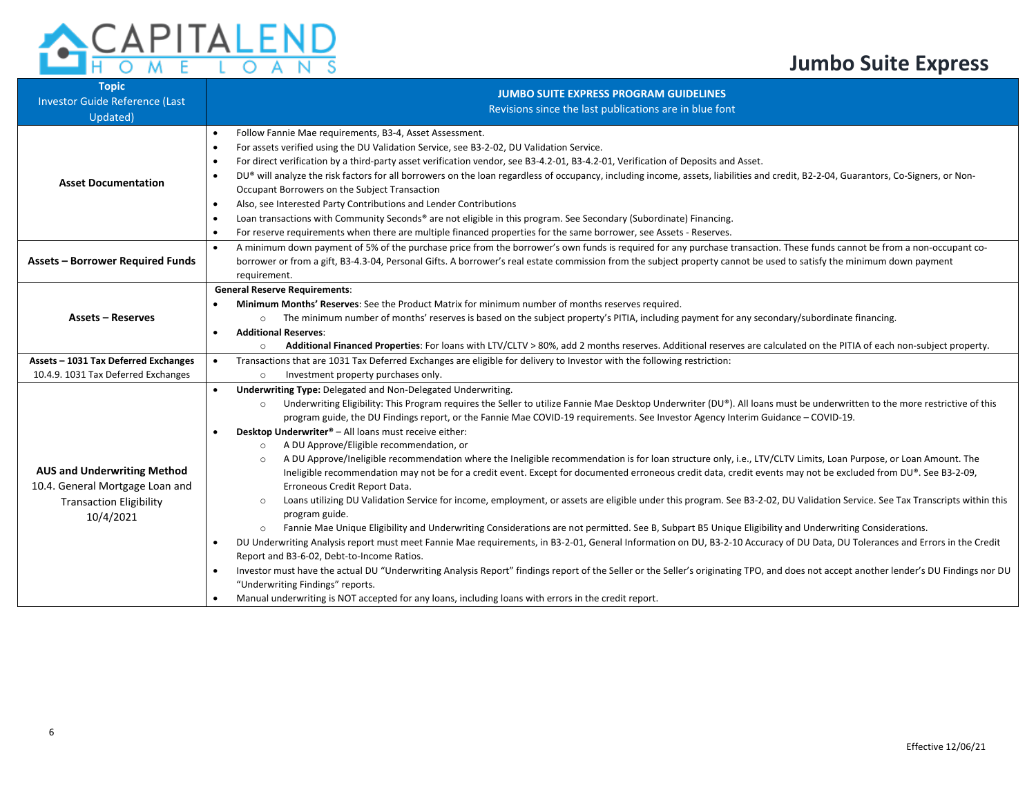| Topic<br>Investor Guide Reference (Last Updated) | JUMBO SUITE EXPRESS PROGRAM GUIDELINES<br>Revisions since the last publications are in blue font |
|---|---|
| **Asset Documentation** | • Follow Fannie Mae requirements, B3-4, Asset Assessment.<br>• For assets verified using the DU Validation Service, see B3-2-02, DU Validation Service.<br>• For direct verification by a third-party asset verification vendor, see B3-4.2-01, B3-4.2-01, Verification of Deposits and Asset.<br>• DU® will analyze the risk factors for all borrowers on the loan regardless of occupancy, including income, assets, liabilities and credit, B2-2-04, Guarantors, Co-Signers, or Non-Occupant Borrowers on the Subject Transaction<br>• Also, see Interested Party Contributions and Lender Contributions<br>• Loan transactions with Community Seconds® are not eligible in this program. See Secondary (Subordinate) Financing.<br>• For reserve requirements when there are multiple financed properties for the same borrower, see Assets - Reserves. |
| **Assets – Borrower Required Funds** | • A minimum down payment of 5% of the purchase price from the borrower's own funds is required for any purchase transaction. These funds cannot be from a non-occupant co-borrower or from a gift, B3-4.3-04, Personal Gifts. A borrower's real estate commission from the subject property cannot be used to satisfy the minimum down payment requirement. |
| **Assets – Reserves** | **General Reserve Requirements**:<br>• **Minimum Months' Reserves**: See the Product Matrix for minimum number of months reserves required.<br>  ○ The minimum number of months' reserves is based on the subject property's PITIA, including payment for any secondary/subordinate financing.<br>• **Additional Reserves**:<br>  ○ **Additional Financed Properties**: For loans with LTV/CLTV > 80%, add 2 months reserves. Additional reserves are calculated on the PITIA of each non-subject property. |
| **Assets – 1031 Tax Deferred Exchanges**<br>10.4.9. 1031 Tax Deferred Exchanges | • Transactions that are 1031 Tax Deferred Exchanges are eligible for delivery to Investor with the following restriction:<br>  ○ Investment property purchases only. |
| **AUS and Underwriting Method**<br>10.4. General Mortgage Loan and Transaction Eligibility<br>10/4/2021 | • **Underwriting Type:** Delegated and Non-Delegated Underwriting.<br>  ○ Underwriting Eligibility: This Program requires the Seller to utilize Fannie Mae Desktop Underwriter (DU®). All loans must be underwritten to the more restrictive of this program guide, the DU Findings report, or the Fannie Mae COVID-19 requirements. See Investor Agency Interim Guidance – COVID-19.<br>• **Desktop Underwriter®** – All loans must receive either:<br>  ○ A DU Approve/Eligible recommendation, or<br>  ○ A DU Approve/Ineligible recommendation where the Ineligible recommendation is for loan structure only, i.e., LTV/CLTV Limits, Loan Purpose, or Loan Amount. The Ineligible recommendation may not be for a credit event. Except for documented erroneous credit data, credit events may not be excluded from DU®. See B3-2-09, Erroneous Credit Report Data.<br>  ○ Loans utilizing DU Validation Service for income, employment, or assets are eligible under this program. See B3-2-02, DU Validation Service. See Tax Transcripts within this program guide.<br>  ○ Fannie Mae Unique Eligibility and Underwriting Considerations are not permitted. See B, Subpart B5 Unique Eligibility and Underwriting Considerations.<br>• DU Underwriting Analysis report must meet Fannie Mae requirements, in B3-2-01, General Information on DU, B3-2-10 Accuracy of DU Data, DU Tolerances and Errors in the Credit Report and B3-6-02, Debt-to-Income Ratios.<br>• Investor must have the actual DU "Underwriting Analysis Report" findings report of the Seller or the Seller's originating TPO, and does not accept another lender's DU Findings nor DU "Underwriting Findings" reports.<br>• Manual underwriting is NOT accepted for any loans, including loans with errors in the credit report. |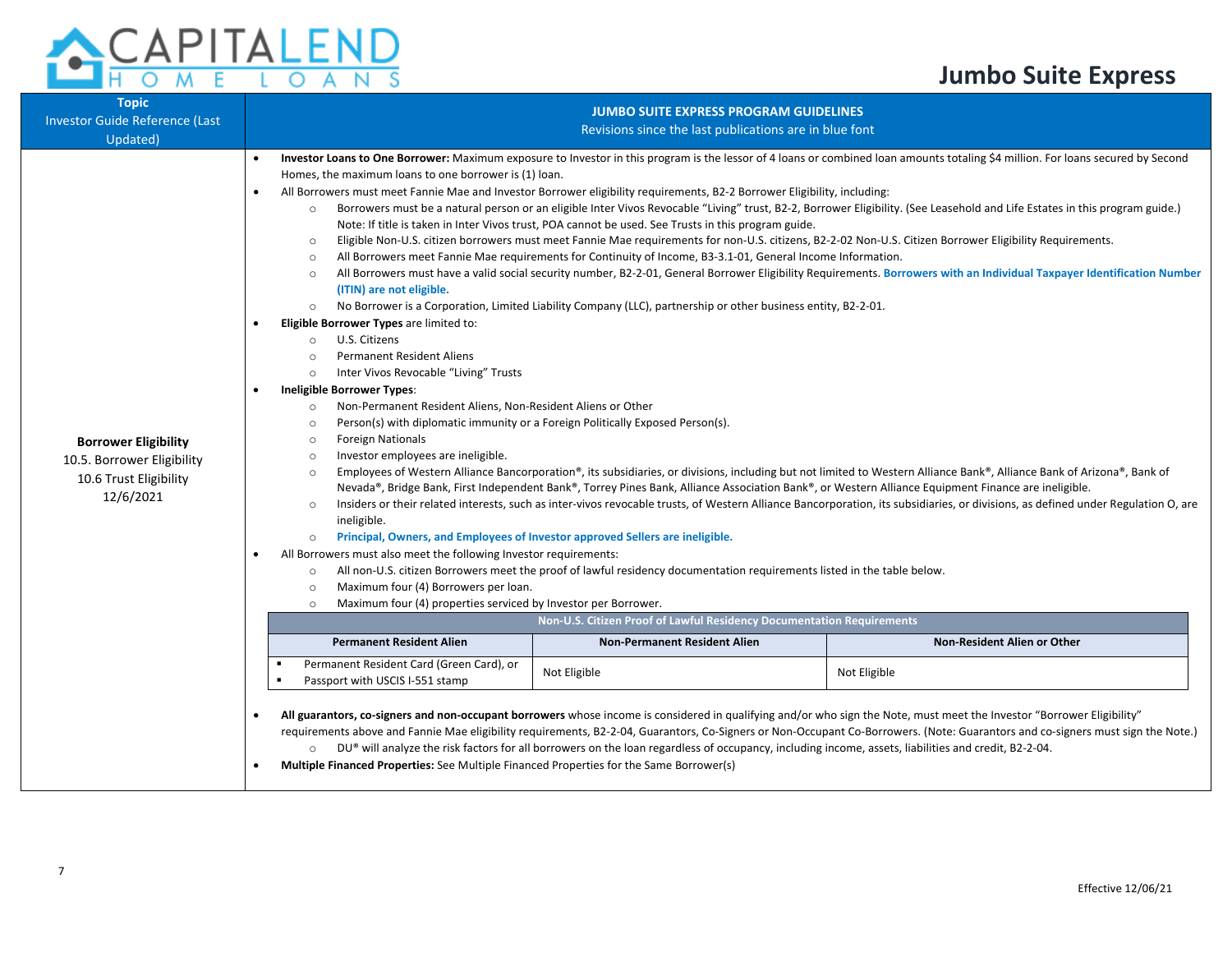# Jumbo Suite Express

| Topic Investor Guide Reference (Last Updated) | JUMBO SUITE EXPRESS PROGRAM GUIDELINES Revisions since the last publications are in blue font |
|---|---|
| **Borrower Eligibility** 10.5. Borrower Eligibility 10.6 Trust Eligibility 12/6/2021 | • **Investor Loans to One Borrower:** Maximum exposure to Investor in this program is the lessor of 4 loans or combined loan amounts totaling $4 million. For loans secured by Second Homes, the maximum loans to one borrower is (1) loan.<br>• All Borrowers must meet Fannie Mae and Investor Borrower eligibility requirements, B2-2 Borrower Eligibility, including:<br>  ○ Borrowers must be a natural person or an eligible Inter Vivos Revocable "Living" trust, B2-2, Borrower Eligibility. (See Leasehold and Life Estates in this program guide.) Note: If title is taken in Inter Vivos trust, POA cannot be used. See Trusts in this program guide.<br>  ○ Eligible Non-U.S. citizen borrowers must meet Fannie Mae requirements for non-U.S. citizens, B2-2-02 Non-U.S. Citizen Borrower Eligibility Requirements.<br>  ○ All Borrowers meet Fannie Mae requirements for Continuity of Income, B3-3.1-01, General Income Information.<br>  ○ All Borrowers must have a valid social security number, B2-2-01, General Borrower Eligibility Requirements. **Borrowers with an Individual Taxpayer Identification Number (ITIN) are not eligible.**<br>  ○ No Borrower is a Corporation, Limited Liability Company (LLC), partnership or other business entity, B2-2-01.<br>• **Eligible Borrower Types** are limited to:<br>  ○ U.S. Citizens<br>  ○ Permanent Resident Aliens<br>  ○ Inter Vivos Revocable "Living" Trusts<br>• **Ineligible Borrower Types**:<br>  ○ Non-Permanent Resident Aliens, Non-Resident Aliens or Other<br>  ○ Person(s) with diplomatic immunity or a Foreign Politically Exposed Person(s).<br>  ○ Foreign Nationals<br>  ○ Investor employees are ineligible.<br>  ○ Employees of Western Alliance Bancorporation®, its subsidiaries, or divisions, including but not limited to Western Alliance Bank®, Alliance Bank of Arizona®, Bank of Nevada®, Bridge Bank, First Independent Bank®, Torrey Pines Bank, Alliance Association Bank®, or Western Alliance Equipment Finance are ineligible.<br>  ○ Insiders or their related interests, such as inter-vivos revocable trusts, of Western Alliance Bancorporation, its subsidiaries, or divisions, as defined under Regulation O, are ineligible.<br>  ○ **Principal, Owners, and Employees of Investor approved Sellers are ineligible.**<br>• All Borrowers must also meet the following Investor requirements:<br>  ○ All non-U.S. citizen Borrowers meet the proof of lawful residency documentation requirements listed in the table below.<br>  ○ Maximum four (4) Borrowers per loan.<br>  ○ Maximum four (4) properties serviced by Investor per Borrower. |

**Non-U.S. Citizen Proof of Lawful Residency Documentation Requirements**

| Permanent Resident Alien | Non-Permanent Resident Alien | Non-Resident Alien or Other |
|---|---|---|
| ▪ Permanent Resident Card (Green Card), or<br>▪ Passport with USCIS I-551 stamp | Not Eligible | Not Eligible |

- **All guarantors, co-signers and non-occupant borrowers** whose income is considered in qualifying and/or who sign the Note, must meet the Investor "Borrower Eligibility" requirements above and Fannie Mae eligibility requirements, B2-2-04, Guarantors, Co-Signers or Non-Occupant Co-Borrowers. (Note: Guarantors and co-signers must sign the Note.)
  - DU® will analyze the risk factors for all borrowers on the loan regardless of occupancy, including income, assets, liabilities and credit, B2-2-04.
- **Multiple Financed Properties:** See Multiple Financed Properties for the Same Borrower(s)

Effective 12/06/21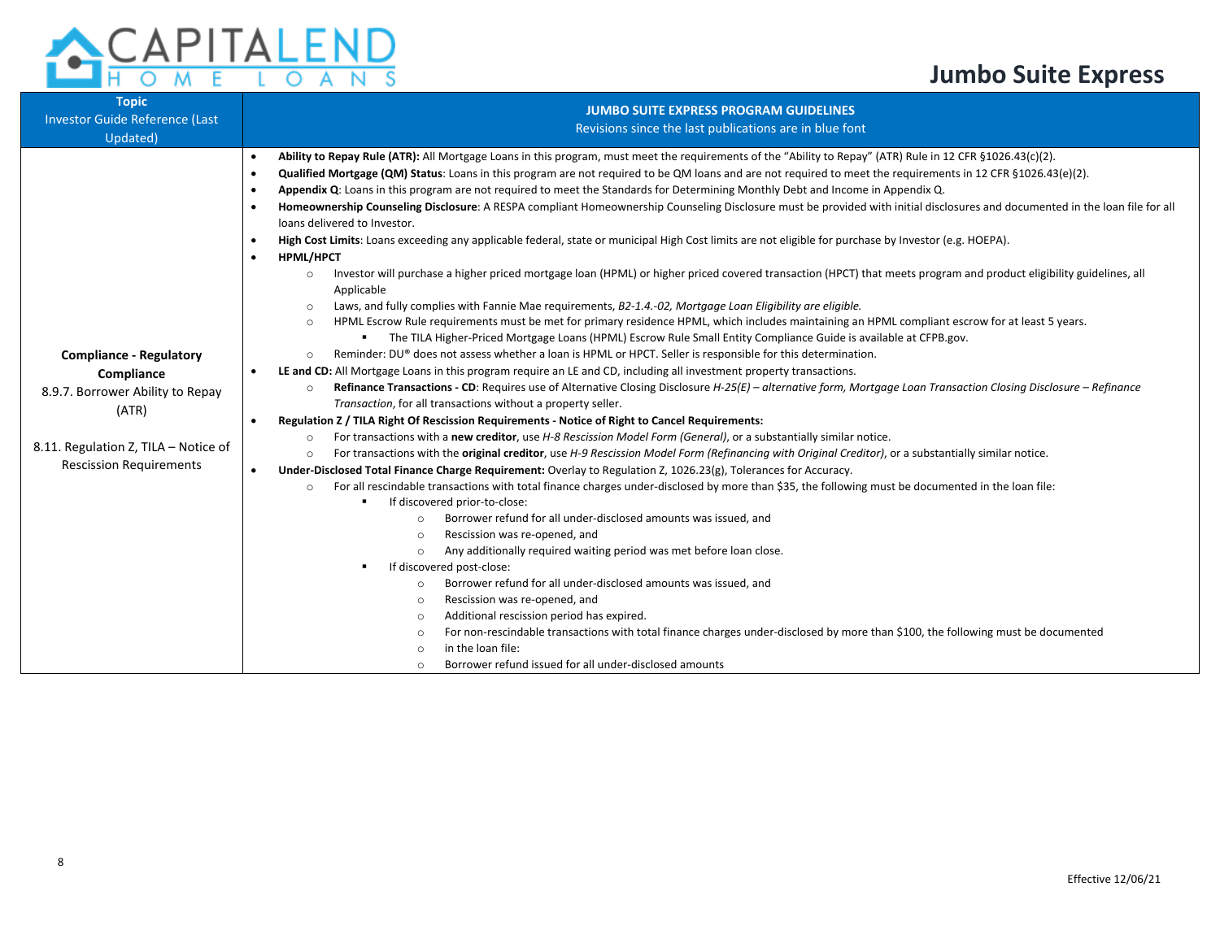| Topic<br>Investor Guide Reference (Last Updated) | JUMBO SUITE EXPRESS PROGRAM GUIDELINES<br>Revisions since the last publications are in blue font |
|---|---|
| **Compliance - Regulatory Compliance**<br>8.9.7. Borrower Ability to Repay (ATR)<br><br>8.11. Regulation Z, TILA – Notice of Rescission Requirements | • **Ability to Repay Rule (ATR):** All Mortgage Loans in this program, must meet the requirements of the "Ability to Repay" (ATR) Rule in 12 CFR §1026.43(c)(2).<br>• **Qualified Mortgage (QM) Status**: Loans in this program are not required to be QM loans and are not required to meet the requirements in 12 CFR §1026.43(e)(2).<br>• **Appendix Q**: Loans in this program are not required to meet the Standards for Determining Monthly Debt and Income in Appendix Q.<br>• **Homeownership Counseling Disclosure**: A RESPA compliant Homeownership Counseling Disclosure must be provided with initial disclosures and documented in the loan file for all loans delivered to Investor.<br>• **High Cost Limits**: Loans exceeding any applicable federal, state or municipal High Cost limits are not eligible for purchase by Investor (e.g. HOEPA).<br>• **HPML/HPCT**<br>&nbsp;&nbsp;○ Investor will purchase a higher priced mortgage loan (HPML) or higher priced covered transaction (HPCT) that meets program and product eligibility guidelines, all Applicable<br>&nbsp;&nbsp;○ Laws, and fully complies with Fannie Mae requirements, *B2-1.4.-02, Mortgage Loan Eligibility are eligible.*<br>&nbsp;&nbsp;○ HPML Escrow Rule requirements must be met for primary residence HPML, which includes maintaining an HPML compliant escrow for at least 5 years.<br>&nbsp;&nbsp;&nbsp;&nbsp;▪ The TILA Higher-Priced Mortgage Loans (HPML) Escrow Rule Small Entity Compliance Guide is available at CFPB.gov.<br>&nbsp;&nbsp;○ Reminder: DU® does not assess whether a loan is HPML or HPCT. Seller is responsible for this determination.<br>• **LE and CD:** All Mortgage Loans in this program require an LE and CD, including all investment property transactions.<br>&nbsp;&nbsp;○ **Refinance Transactions - CD**: Requires use of Alternative Closing Disclosure *H-25(E) – alternative form, Mortgage Loan Transaction Closing Disclosure – Refinance Transaction*, for all transactions without a property seller.<br>• **Regulation Z / TILA Right Of Rescission Requirements - Notice of Right to Cancel Requirements:**<br>&nbsp;&nbsp;○ For transactions with a **new creditor**, use *H-8 Rescission Model Form (General)*, or a substantially similar notice.<br>&nbsp;&nbsp;○ For transactions with the **original creditor**, use *H-9 Rescission Model Form (Refinancing with Original Creditor)*, or a substantially similar notice.<br>• **Under-Disclosed Total Finance Charge Requirement:** Overlay to Regulation Z, 1026.23(g), Tolerances for Accuracy.<br>&nbsp;&nbsp;○ For all rescindable transactions with total finance charges under-disclosed by more than $35, the following must be documented in the loan file:<br>&nbsp;&nbsp;&nbsp;&nbsp;▪ If discovered prior-to-close:<br>&nbsp;&nbsp;&nbsp;&nbsp;&nbsp;&nbsp;○ Borrower refund for all under-disclosed amounts was issued, and<br>&nbsp;&nbsp;&nbsp;&nbsp;&nbsp;&nbsp;○ Rescission was re-opened, and<br>&nbsp;&nbsp;&nbsp;&nbsp;&nbsp;&nbsp;○ Any additionally required waiting period was met before loan close.<br>&nbsp;&nbsp;&nbsp;&nbsp;▪ If discovered post-close:<br>&nbsp;&nbsp;&nbsp;&nbsp;&nbsp;&nbsp;○ Borrower refund for all under-disclosed amounts was issued, and<br>&nbsp;&nbsp;&nbsp;&nbsp;&nbsp;&nbsp;○ Rescission was re-opened, and<br>&nbsp;&nbsp;&nbsp;&nbsp;&nbsp;&nbsp;○ Additional rescission period has expired.<br>&nbsp;&nbsp;&nbsp;&nbsp;&nbsp;&nbsp;○ For non-rescindable transactions with total finance charges under-disclosed by more than $100, the following must be documented<br>&nbsp;&nbsp;&nbsp;&nbsp;&nbsp;&nbsp;○ in the loan file:<br>&nbsp;&nbsp;&nbsp;&nbsp;&nbsp;&nbsp;○ Borrower refund issued for all under-disclosed amounts |

Effective 12/06/21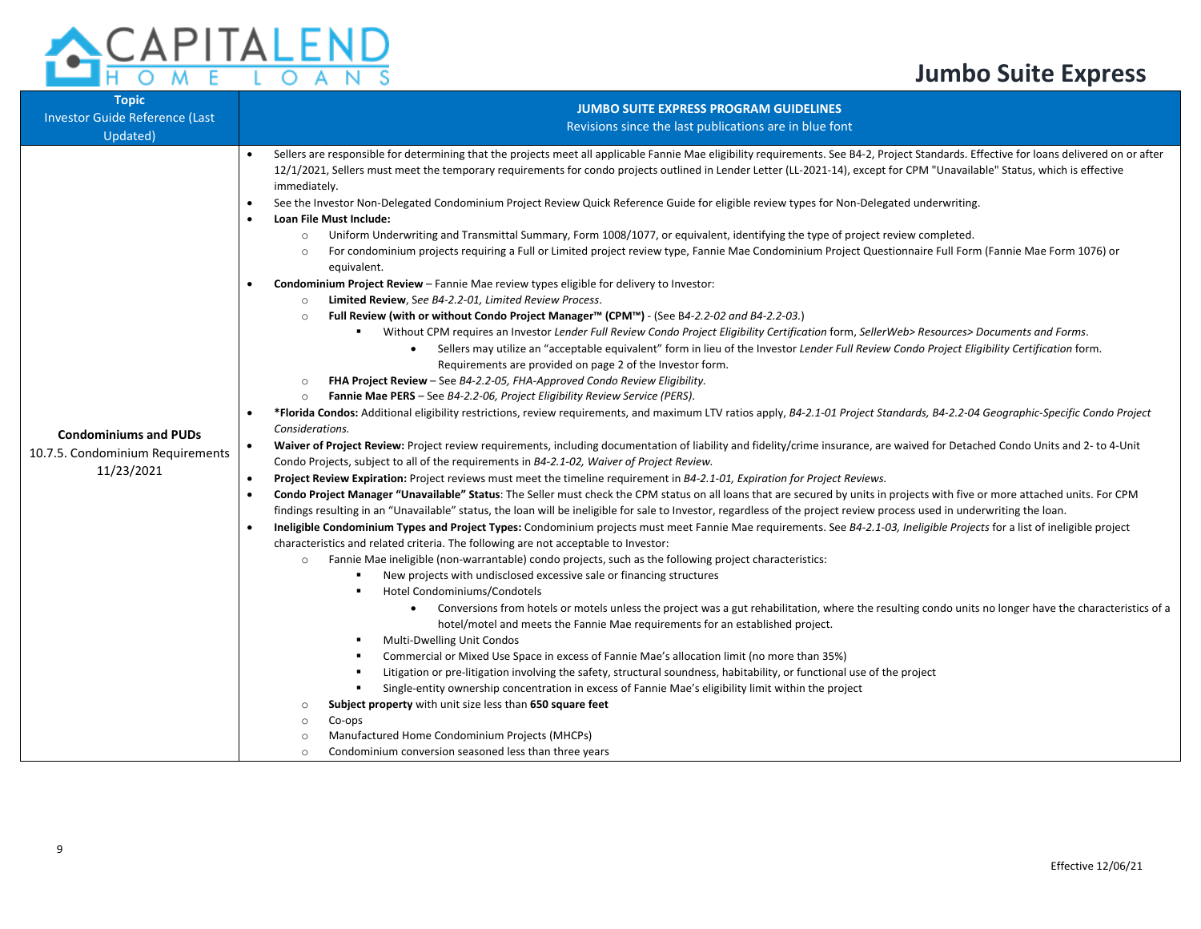| Topic<br>Investor Guide Reference (Last Updated) | JUMBO SUITE EXPRESS PROGRAM GUIDELINES<br>Revisions since the last publications are in blue font |
|---|---|
| **Condominiums and PUDs**<br>10.7.5. Condominium Requirements<br>11/23/2021 | • Sellers are responsible for determining that the projects meet all applicable Fannie Mae eligibility requirements. See B4-2, Project Standards. Effective for loans delivered on or after 12/1/2021, Sellers must meet the temporary requirements for condo projects outlined in Lender Letter (LL-2021-14), except for CPM "Unavailable" Status, which is effective immediately.<br>• See the Investor Non-Delegated Condominium Project Review Quick Reference Guide for eligible review types for Non-Delegated underwriting.<br>• **Loan File Must Include:**<br>  ○ Uniform Underwriting and Transmittal Summary, Form 1008/1077, or equivalent, identifying the type of project review completed.<br>  ○ For condominium projects requiring a Full or Limited project review type, Fannie Mae Condominium Project Questionnaire Full Form (Fannie Mae Form 1076) or equivalent.<br>• **Condominium Project Review** – Fannie Mae review types eligible for delivery to Investor:<br>  ○ **Limited Review**, *See B4-2.2-01, Limited Review Process*.<br>  ○ **Full Review (with or without Condo Project Manager™ (CPM™)** - (See *B4-2.2-02 and B4-2.2-03.*)<br>    ▪ Without CPM requires an Investor *Lender Full Review Condo Project Eligibility Certification* form, *SellerWeb> Resources> Documents and Forms*.<br>      • Sellers may utilize an "acceptable equivalent" form in lieu of the Investor *Lender Full Review Condo Project Eligibility Certification* form. Requirements are provided on page 2 of the Investor form.<br>  ○ **FHA Project Review** – See *B4-2.2-05, FHA-Approved Condo Review Eligibility.*<br>  ○ **Fannie Mae PERS** – See *B4-2.2-06, Project Eligibility Review Service (PERS).*<br>• ***Florida Condos:** Additional eligibility restrictions, review requirements, and maximum LTV ratios apply, *B4-2.1-01 Project Standards, B4-2.2-04 Geographic-Specific Condo Project Considerations.*<br>• **Waiver of Project Review:** Project review requirements, including documentation of liability and fidelity/crime insurance, are waived for Detached Condo Units and 2- to 4-Unit Condo Projects, subject to all of the requirements in *B4-2.1-02, Waiver of Project Review.*<br>• **Project Review Expiration:** Project reviews must meet the timeline requirement in *B4-2.1-01, Expiration for Project Reviews.*<br>• **Condo Project Manager "Unavailable" Status**: The Seller must check the CPM status on all loans that are secured by units in projects with five or more attached units. For CPM findings resulting in an "Unavailable" status, the loan will be ineligible for sale to Investor, regardless of the project review process used in underwriting the loan.<br>• **Ineligible Condominium Types and Project Types:** Condominium projects must meet Fannie Mae requirements. See *B4-2.1-03, Ineligible Projects* for a list of ineligible project characteristics and related criteria. The following are not acceptable to Investor:<br>  ○ Fannie Mae ineligible (non-warrantable) condo projects, such as the following project characteristics:<br>    ▪ New projects with undisclosed excessive sale or financing structures<br>    ▪ Hotel Condominiums/Condotels<br>      • Conversions from hotels or motels unless the project was a gut rehabilitation, where the resulting condo units no longer have the characteristics of a hotel/motel and meets the Fannie Mae requirements for an established project.<br>    ▪ Multi-Dwelling Unit Condos<br>    ▪ Commercial or Mixed Use Space in excess of Fannie Mae's allocation limit (no more than 35%)<br>    ▪ Litigation or pre-litigation involving the safety, structural soundness, habitability, or functional use of the project<br>    ▪ Single-entity ownership concentration in excess of Fannie Mae's eligibility limit within the project<br>  ○ **Subject property** with unit size less than **650 square feet**<br>  ○ Co-ops<br>  ○ Manufactured Home Condominium Projects (MHCPs)<br>  ○ Condominium conversion seasoned less than three years |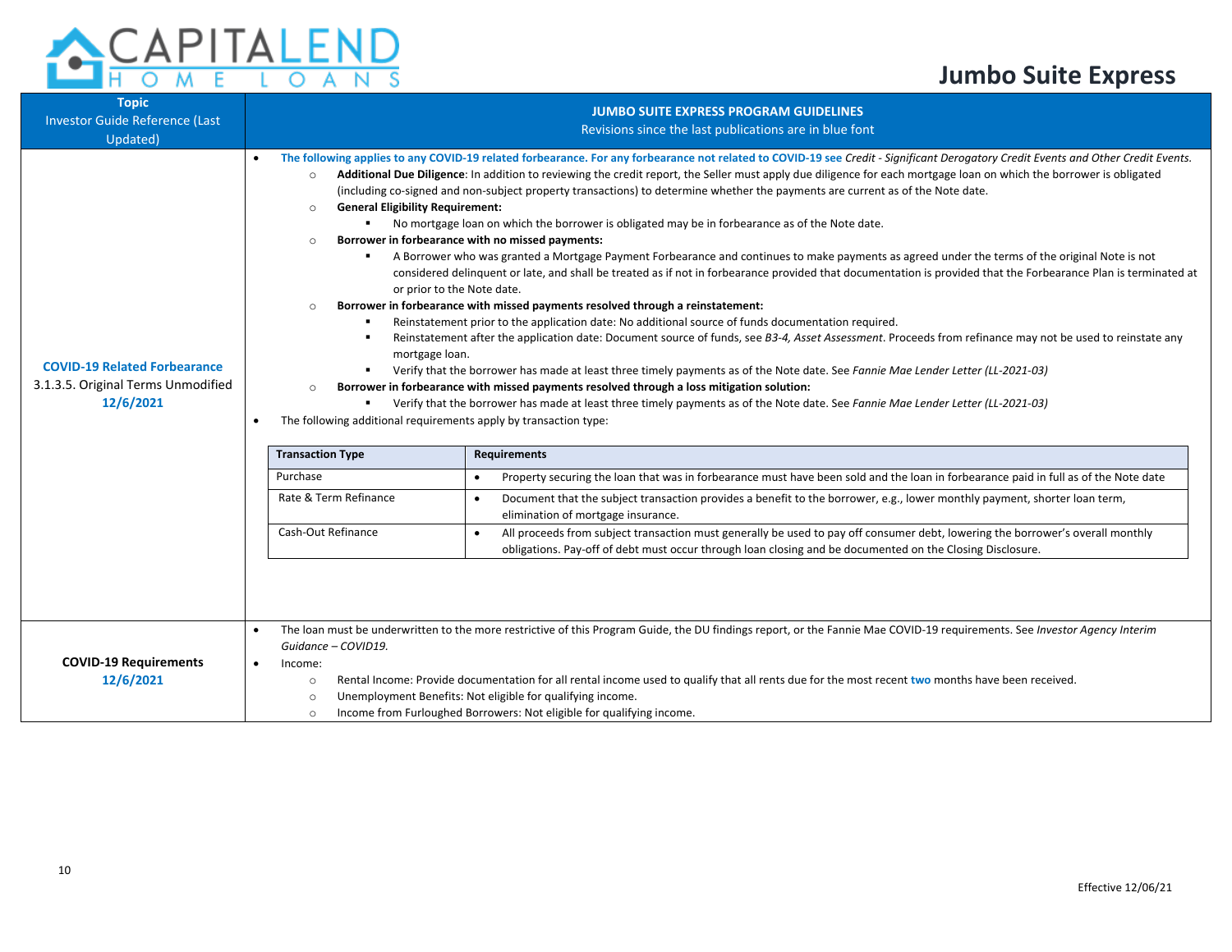| Topic<br>Investor Guide Reference (Last Updated) | JUMBO SUITE EXPRESS PROGRAM GUIDELINES<br>Revisions since the last publications are in blue font |
|---|---|
| **COVID-19 Related Forbearance**<br>3.1.3.5. Original Terms Unmodified<br>12/6/2021 | • **The following applies to any COVID-19 related forbearance. For any forbearance not related to COVID-19 see** *Credit - Significant Derogatory Credit Events and Other Credit Events.*<br>  ○ **Additional Due Diligence**: In addition to reviewing the credit report, the Seller must apply due diligence for each mortgage loan on which the borrower is obligated (including co-signed and non-subject property transactions) to determine whether the payments are current as of the Note date.<br>  ○ **General Eligibility Requirement:**<br>    ▪ No mortgage loan on which the borrower is obligated may be in forbearance as of the Note date.<br>  ○ **Borrower in forbearance with no missed payments:**<br>    ▪ A Borrower who was granted a Mortgage Payment Forbearance and continues to make payments as agreed under the terms of the original Note is not considered delinquent or late, and shall be treated as if not in forbearance provided that documentation is provided that the Forbearance Plan is terminated at or prior to the Note date.<br>  ○ **Borrower in forbearance with missed payments resolved through a reinstatement:**<br>    ▪ Reinstatement prior to the application date: No additional source of funds documentation required.<br>    ▪ Reinstatement after the application date: Document source of funds, see *B3-4, Asset Assessment*. Proceeds from refinance may not be used to reinstate any mortgage loan.<br>    ▪ Verify that the borrower has made at least three timely payments as of the Note date. See *Fannie Mae Lender Letter (LL-2021-03)*<br>  ○ **Borrower in forbearance with missed payments resolved through a loss mitigation solution:**<br>    ▪ Verify that the borrower has made at least three timely payments as of the Note date. See *Fannie Mae Lender Letter (LL-2021-03)*<br>• The following additional requirements apply by transaction type:<br><br>**Transaction Type** — **Requirements**<br>Purchase — • Property securing the loan that was in forbearance must have been sold and the loan in forbearance paid in full as of the Note date<br>Rate & Term Refinance — • Document that the subject transaction provides a benefit to the borrower, e.g., lower monthly payment, shorter loan term, elimination of mortgage insurance.<br>Cash-Out Refinance — • All proceeds from subject transaction must generally be used to pay off consumer debt, lowering the borrower's overall monthly obligations. Pay-off of debt must occur through loan closing and be documented on the Closing Disclosure. |
| **COVID-19 Requirements**<br>12/6/2021 | • The loan must be underwritten to the more restrictive of this Program Guide, the DU findings report, or the Fannie Mae COVID-19 requirements. See *Investor Agency Interim Guidance – COVID19.*<br>• Income:<br>  ○ Rental Income: Provide documentation for all rental income used to qualify that all rents due for the most recent two months have been received.<br>  ○ Unemployment Benefits: Not eligible for qualifying income.<br>  ○ Income from Furloughed Borrowers: Not eligible for qualifying income. |

Effective 12/06/21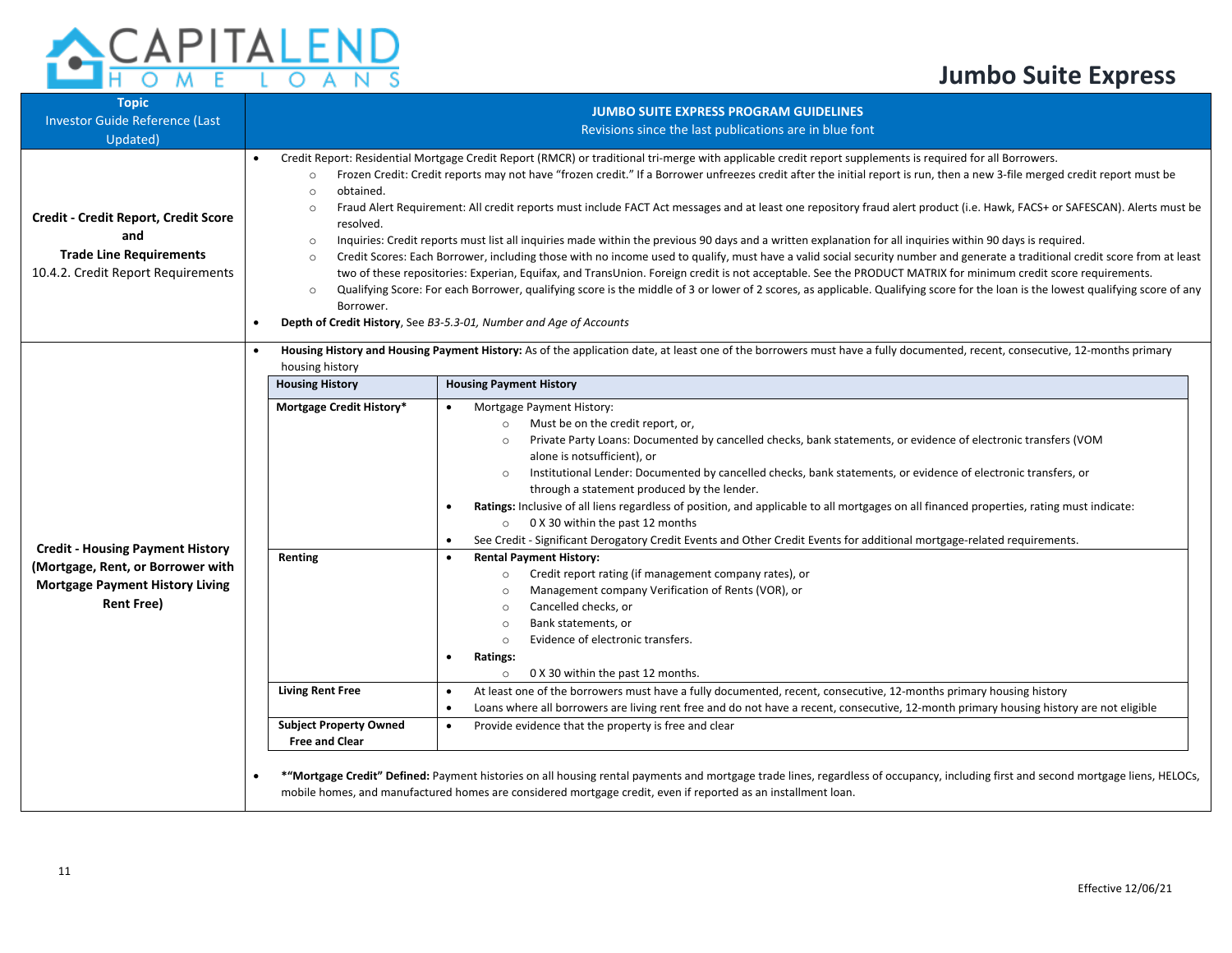# Jumbo Suite Express

| Topic<br>Investor Guide Reference (Last Updated) | JUMBO SUITE EXPRESS PROGRAM GUIDELINES<br>Revisions since the last publications are in blue font |
|---|---|
| **Credit - Credit Report, Credit Score and Trade Line Requirements**<br>10.4.2. Credit Report Requirements | • Credit Report: Residential Mortgage Credit Report (RMCR) or traditional tri-merge with applicable credit report supplements is required for all Borrowers.<br>&nbsp;&nbsp;&nbsp;&nbsp;○ Frozen Credit: Credit reports may not have "frozen credit." If a Borrower unfreezes credit after the initial report is run, then a new 3-file merged credit report must be obtained.<br>&nbsp;&nbsp;&nbsp;&nbsp;○ Fraud Alert Requirement: All credit reports must include FACT Act messages and at least one repository fraud alert product (i.e. Hawk, FACS+ or SAFESCAN). Alerts must be resolved.<br>&nbsp;&nbsp;&nbsp;&nbsp;○ Inquiries: Credit reports must list all inquiries made within the previous 90 days and a written explanation for all inquiries within 90 days is required.<br>&nbsp;&nbsp;&nbsp;&nbsp;○ Credit Scores: Each Borrower, including those with no income used to qualify, must have a valid social security number and generate a traditional credit score from at least two of these repositories: Experian, Equifax, and TransUnion. Foreign credit is not acceptable. See the PRODUCT MATRIX for minimum credit score requirements.<br>&nbsp;&nbsp;&nbsp;&nbsp;○ Qualifying Score: For each Borrower, qualifying score is the middle of 3 or lower of 2 scores, as applicable. Qualifying score for the loan is the lowest qualifying score of any Borrower.<br>• **Depth of Credit History**, See *B3-5.3-01, Number and Age of Accounts* |
| **Credit - Housing Payment History (Mortgage, Rent, or Borrower with Mortgage Payment History Living Rent Free)** | • **Housing History and Housing Payment History:** As of the application date, at least one of the borrowers must have a fully documented, recent, consecutive, 12-months primary housing history<br><br>**Housing History — Housing Payment History**<br><br>**Mortgage Credit History*:**<br>• Mortgage Payment History:<br>&nbsp;&nbsp;&nbsp;&nbsp;○ Must be on the credit report, or,<br>&nbsp;&nbsp;&nbsp;&nbsp;○ Private Party Loans: Documented by cancelled checks, bank statements, or evidence of electronic transfers (VOM alone is notsufficient), or<br>&nbsp;&nbsp;&nbsp;&nbsp;○ Institutional Lender: Documented by cancelled checks, bank statements, or evidence of electronic transfers, or through a statement produced by the lender.<br>• **Ratings:** Inclusive of all liens regardless of position, and applicable to all mortgages on all financed properties, rating must indicate:<br>&nbsp;&nbsp;&nbsp;&nbsp;○ 0 X 30 within the past 12 months<br>• See Credit - Significant Derogatory Credit Events and Other Credit Events for additional mortgage-related requirements.<br><br>**Renting:**<br>• **Rental Payment History:**<br>&nbsp;&nbsp;&nbsp;&nbsp;○ Credit report rating (if management company rates), or<br>&nbsp;&nbsp;&nbsp;&nbsp;○ Management company Verification of Rents (VOR), or<br>&nbsp;&nbsp;&nbsp;&nbsp;○ Cancelled checks, or<br>&nbsp;&nbsp;&nbsp;&nbsp;○ Bank statements, or<br>&nbsp;&nbsp;&nbsp;&nbsp;○ Evidence of electronic transfers.<br>• **Ratings:**<br>&nbsp;&nbsp;&nbsp;&nbsp;○ 0 X 30 within the past 12 months.<br><br>**Living Rent Free:**<br>• At least one of the borrowers must have a fully documented, recent, consecutive, 12-months primary housing history<br>• Loans where all borrowers are living rent free and do not have a recent, consecutive, 12-month primary housing history are not eligible<br><br>**Subject Property Owned Free and Clear:**<br>• Provide evidence that the property is free and clear<br><br>• ***"Mortgage Credit" Defined:** Payment histories on all housing rental payments and mortgage trade lines, regardless of occupancy, including first and second mortgage liens, HELOCs, mobile homes, and manufactured homes are considered mortgage credit, even if reported as an installment loan. |

Effective 12/06/21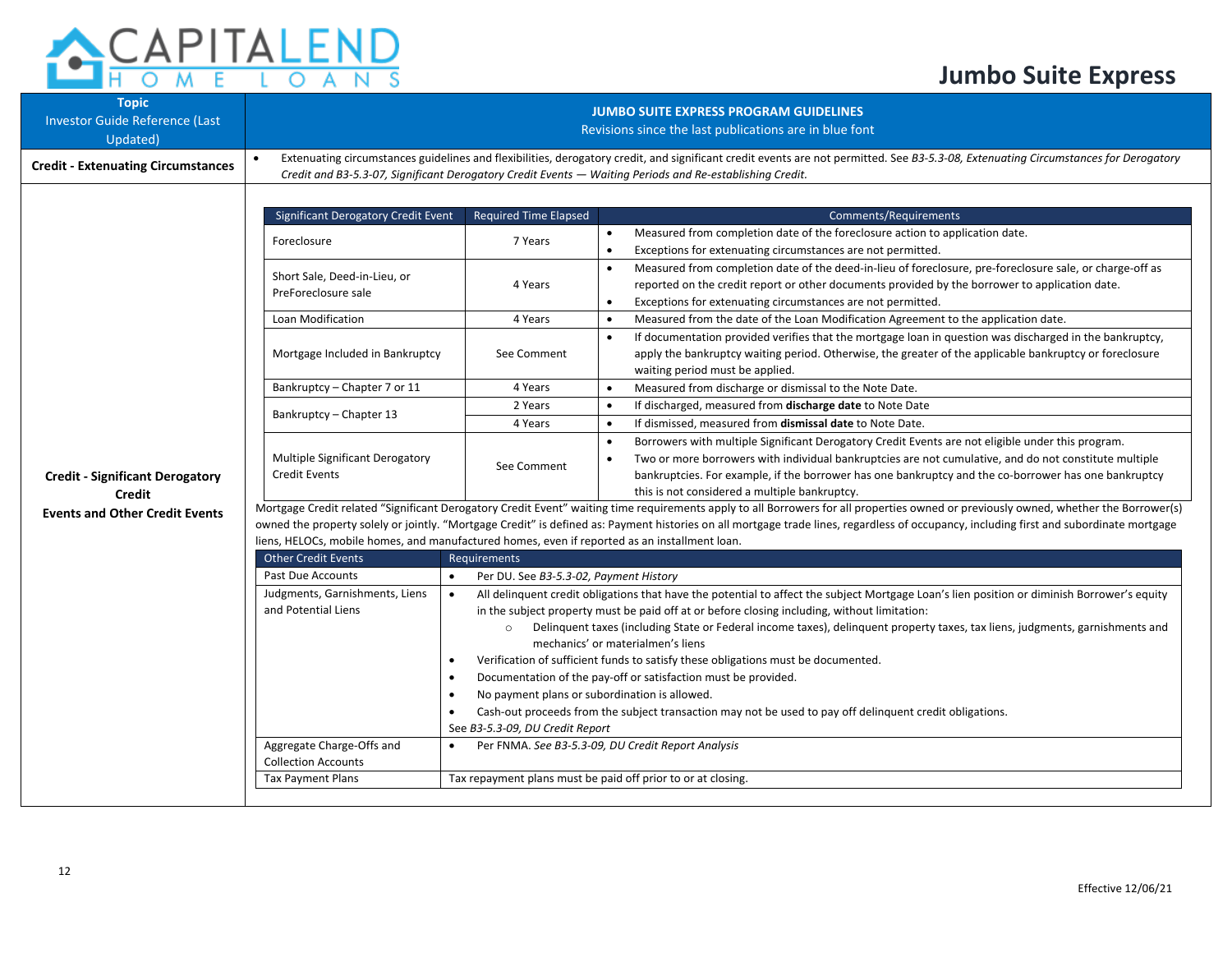# Jumbo Suite Express

| Topic<br>Investor Guide Reference (Last Updated) | JUMBO SUITE EXPRESS PROGRAM GUIDELINES<br>Revisions since the last publications are in blue font |
|---|---|
| **Credit - Extenuating Circumstances** | • Extenuating circumstances guidelines and flexibilities, derogatory credit, and significant credit events are not permitted. See *B3-5.3-08, Extenuating Circumstances for Derogatory Credit and B3-5.3-07, Significant Derogatory Credit Events — Waiting Periods and Re-establishing Credit.* |

**Credit - Significant Derogatory Credit Events and Other Credit Events**

| Significant Derogatory Credit Event | Required Time Elapsed | Comments/Requirements |
|---|---|---|
| Foreclosure | 7 Years | • Measured from completion date of the foreclosure action to application date.<br>• Exceptions for extenuating circumstances are not permitted. |
| Short Sale, Deed-in-Lieu, or PreForeclosure sale | 4 Years | • Measured from completion date of the deed-in-lieu of foreclosure, pre-foreclosure sale, or charge-off as reported on the credit report or other documents provided by the borrower to application date.<br>• Exceptions for extenuating circumstances are not permitted. |
| Loan Modification | 4 Years | • Measured from the date of the Loan Modification Agreement to the application date. |
| Mortgage Included in Bankruptcy | See Comment | • If documentation provided verifies that the mortgage loan in question was discharged in the bankruptcy, apply the bankruptcy waiting period. Otherwise, the greater of the applicable bankruptcy or foreclosure waiting period must be applied. |
| Bankruptcy – Chapter 7 or 11 | 4 Years | • Measured from discharge or dismissal to the Note Date. |
| Bankruptcy – Chapter 13 | 2 Years | • If discharged, measured from **discharge date** to Note Date |
| | 4 Years | • If dismissed, measured from **dismissal date** to Note Date. |
| Multiple Significant Derogatory Credit Events | See Comment | • Borrowers with multiple Significant Derogatory Credit Events are not eligible under this program.<br>• Two or more borrowers with individual bankruptcies are not cumulative, and do not constitute multiple bankruptcies. For example, if the borrower has one bankruptcy and the co-borrower has one bankruptcy this is not considered a multiple bankruptcy. |

Mortgage Credit related "Significant Derogatory Credit Event" waiting time requirements apply to all Borrowers for all properties owned or previously owned, whether the Borrower(s) owned the property solely or jointly. "Mortgage Credit" is defined as: Payment histories on all mortgage trade lines, regardless of occupancy, including first and subordinate mortgage liens, HELOCs, mobile homes, and manufactured homes, even if reported as an installment loan.

| Other Credit Events | Requirements |
|---|---|
| Past Due Accounts | • Per DU. See *B3-5.3-02, Payment History* |
| Judgments, Garnishments, Liens and Potential Liens | • All delinquent credit obligations that have the potential to affect the subject Mortgage Loan's lien position or diminish Borrower's equity in the subject property must be paid off at or before closing including, without limitation:<br>  ○ Delinquent taxes (including State or Federal income taxes), delinquent property taxes, tax liens, judgments, garnishments and mechanics' or materialmen's liens<br>• Verification of sufficient funds to satisfy these obligations must be documented.<br>• Documentation of the pay-off or satisfaction must be provided.<br>• No payment plans or subordination is allowed.<br>• Cash-out proceeds from the subject transaction may not be used to pay off delinquent credit obligations.<br>See *B3-5.3-09, DU Credit Report* |
| Aggregate Charge-Offs and Collection Accounts | • Per FNMA. *See B3-5.3-09, DU Credit Report Analysis* |
| Tax Payment Plans | Tax repayment plans must be paid off prior to or at closing. |

Effective 12/06/21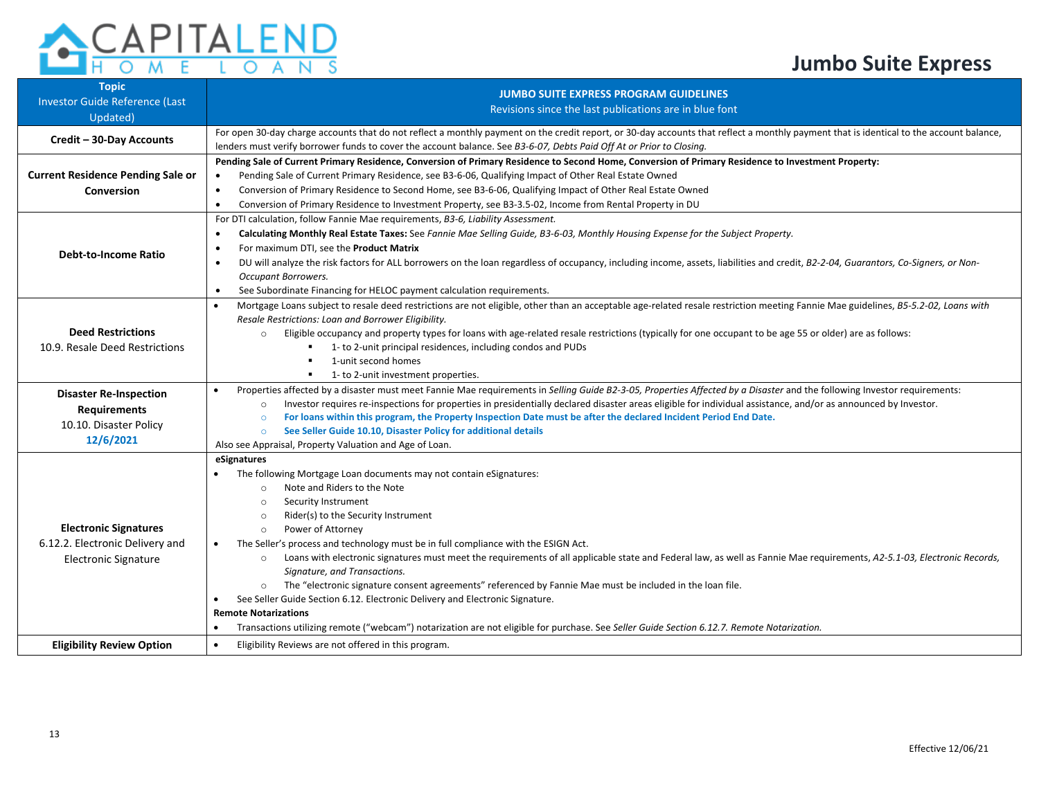# Jumbo Suite Express

| Topic<br>Investor Guide Reference (Last Updated) | JUMBO SUITE EXPRESS PROGRAM GUIDELINES<br>Revisions since the last publications are in blue font |
|---|---|
| **Credit – 30-Day Accounts** | For open 30-day charge accounts that do not reflect a monthly payment on the credit report, or 30-day accounts that reflect a monthly payment that is identical to the account balance, lenders must verify borrower funds to cover the account balance. See *B3-6-07, Debts Paid Off At or Prior to Closing.* |
| **Current Residence Pending Sale or Conversion** | **Pending Sale of Current Primary Residence, Conversion of Primary Residence to Second Home, Conversion of Primary Residence to Investment Property:**<br>• Pending Sale of Current Primary Residence, see B3-6-06, Qualifying Impact of Other Real Estate Owned<br>• Conversion of Primary Residence to Second Home, see B3-6-06, Qualifying Impact of Other Real Estate Owned<br>• Conversion of Primary Residence to Investment Property, see B3-3.5-02, Income from Rental Property in DU |
| **Debt-to-Income Ratio** | For DTI calculation, follow Fannie Mae requirements, *B3-6, Liability Assessment.*<br>• **Calculating Monthly Real Estate Taxes:** See *Fannie Mae Selling Guide, B3-6-03, Monthly Housing Expense for the Subject Property.*<br>• For maximum DTI, see the **Product Matrix**<br>• DU will analyze the risk factors for ALL borrowers on the loan regardless of occupancy, including income, assets, liabilities and credit, *B2-2-04, Guarantors, Co-Signers, or Non-Occupant Borrowers.*<br>• See Subordinate Financing for HELOC payment calculation requirements. |
| **Deed Restrictions**<br>10.9. Resale Deed Restrictions | • Mortgage Loans subject to resale deed restrictions are not eligible, other than an acceptable age-related resale restriction meeting Fannie Mae guidelines, *B5-5.2-02, Loans with Resale Restrictions: Loan and Borrower Eligibility.*<br>  ○ Eligible occupancy and property types for loans with age-related resale restrictions (typically for one occupant to be age 55 or older) are as follows:<br>    ▪ 1- to 2-unit principal residences, including condos and PUDs<br>    ▪ 1-unit second homes<br>    ▪ 1- to 2-unit investment properties. |
| **Disaster Re-Inspection Requirements**<br>10.10. Disaster Policy<br>12/6/2021 | • Properties affected by a disaster must meet Fannie Mae requirements in *Selling Guide B2-3-05, Properties Affected by a Disaster* and the following Investor requirements:<br>  ○ Investor requires re-inspections for properties in presidentially declared disaster areas eligible for individual assistance, and/or as announced by Investor.<br>  ○ **For loans within this program, the Property Inspection Date must be after the declared Incident Period End Date.**<br>  ○ **See Seller Guide 10.10, Disaster Policy for additional details**<br>Also see Appraisal, Property Valuation and Age of Loan. |
| **Electronic Signatures**<br>6.12.2. Electronic Delivery and Electronic Signature | **eSignatures**<br>• The following Mortgage Loan documents may not contain eSignatures:<br>  ○ Note and Riders to the Note<br>  ○ Security Instrument<br>  ○ Rider(s) to the Security Instrument<br>  ○ Power of Attorney<br>• The Seller's process and technology must be in full compliance with the ESIGN Act.<br>  ○ Loans with electronic signatures must meet the requirements of all applicable state and Federal law, as well as Fannie Mae requirements, *A2-5.1-03, Electronic Records, Signature, and Transactions.*<br>  ○ The "electronic signature consent agreements" referenced by Fannie Mae must be included in the loan file.<br>• See Seller Guide Section 6.12. Electronic Delivery and Electronic Signature.<br>**Remote Notarizations**<br>• Transactions utilizing remote ("webcam") notarization are not eligible for purchase. See *Seller Guide Section 6.12.7. Remote Notarization.* |
| **Eligibility Review Option** | • Eligibility Reviews are not offered in this program. |

Effective 12/06/21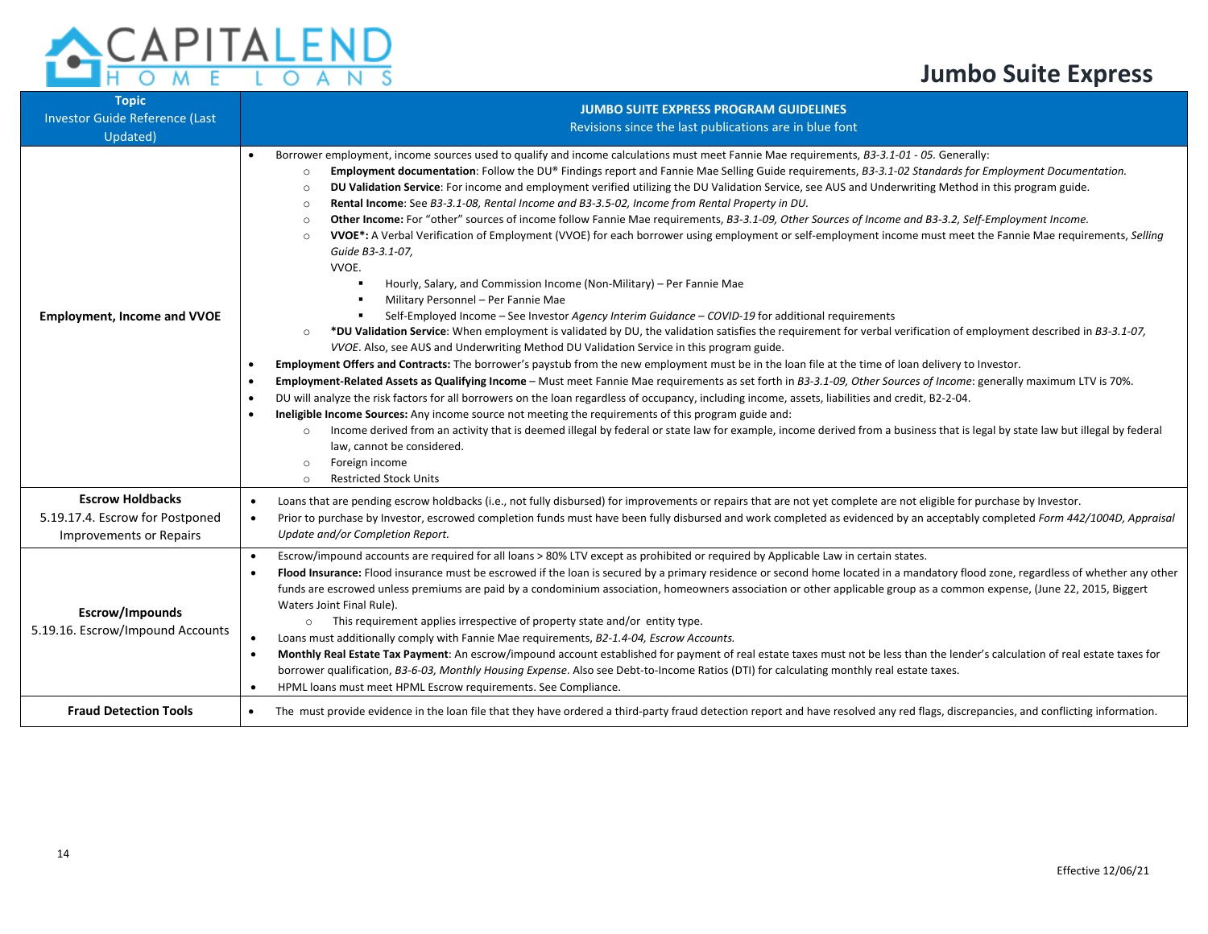| Topic Investor Guide Reference (Last Updated) | JUMBO SUITE EXPRESS PROGRAM GUIDELINES Revisions since the last publications are in blue font |
|---|---|
| **Employment, Income and VVOE** | • Borrower employment, income sources used to qualify and income calculations must meet Fannie Mae requirements, *B3-3.1-01 - 05*. Generally:<br>  ○ **Employment documentation**: Follow the DU® Findings report and Fannie Mae Selling Guide requirements, *B3-3.1-02 Standards for Employment Documentation.*<br>  ○ **DU Validation Service**: For income and employment verified utilizing the DU Validation Service, see AUS and Underwriting Method in this program guide.<br>  ○ **Rental Income**: See *B3-3.1-08, Rental Income and B3-3.5-02, Income from Rental Property in DU.*<br>  ○ **Other Income:** For "other" sources of income follow Fannie Mae requirements, *B3-3.1-09, Other Sources of Income and B3-3.2, Self-Employment Income.*<br>  ○ **VVOE*:** A Verbal Verification of Employment (VVOE) for each borrower using employment or self-employment income must meet the Fannie Mae requirements, *Selling Guide B3-3.1-07,* VVOE.<br>    ▪ Hourly, Salary, and Commission Income (Non-Military) – Per Fannie Mae<br>    ▪ Military Personnel – Per Fannie Mae<br>    ▪ Self-Employed Income – See Investor *Agency Interim Guidance – COVID-19* for additional requirements<br>  ○ ***DU Validation Service**: When employment is validated by DU, the validation satisfies the requirement for verbal verification of employment described in *B3-3.1-07, VVOE*. Also, see AUS and Underwriting Method DU Validation Service in this program guide.<br>• **Employment Offers and Contracts:** The borrower's paystub from the new employment must be in the loan file at the time of loan delivery to Investor.<br>• **Employment-Related Assets as Qualifying Income** – Must meet Fannie Mae requirements as set forth in *B3-3.1-09, Other Sources of Income*: generally maximum LTV is 70%.<br>• DU will analyze the risk factors for all borrowers on the loan regardless of occupancy, including income, assets, liabilities and credit, B2-2-04.<br>• **Ineligible Income Sources:** Any income source not meeting the requirements of this program guide and:<br>  ○ Income derived from an activity that is deemed illegal by federal or state law for example, income derived from a business that is legal by state law but illegal by federal law, cannot be considered.<br>  ○ Foreign income<br>  ○ Restricted Stock Units |
| **Escrow Holdbacks** 5.19.17.4. Escrow for Postponed Improvements or Repairs | • Loans that are pending escrow holdbacks (i.e., not fully disbursed) for improvements or repairs that are not yet complete are not eligible for purchase by Investor.<br>• Prior to purchase by Investor, escrowed completion funds must have been fully disbursed and work completed as evidenced by an acceptably completed *Form 442/1004D, Appraisal Update and/or Completion Report.* |
| **Escrow/Impounds** 5.19.16. Escrow/Impound Accounts | • Escrow/impound accounts are required for all loans > 80% LTV except as prohibited or required by Applicable Law in certain states.<br>• **Flood Insurance:** Flood insurance must be escrowed if the loan is secured by a primary residence or second home located in a mandatory flood zone, regardless of whether any other funds are escrowed unless premiums are paid by a condominium association, homeowners association or other applicable group as a common expense, (June 22, 2015, Biggert Waters Joint Final Rule).<br>  ○ This requirement applies irrespective of property state and/or entity type.<br>• Loans must additionally comply with Fannie Mae requirements, *B2-1.4-04, Escrow Accounts.*<br>• **Monthly Real Estate Tax Payment**: An escrow/impound account established for payment of real estate taxes must not be less than the lender's calculation of real estate taxes for borrower qualification, *B3-6-03, Monthly Housing Expense*. Also see Debt-to-Income Ratios (DTI) for calculating monthly real estate taxes.<br>• HPML loans must meet HPML Escrow requirements. See Compliance. |
| **Fraud Detection Tools** | • The must provide evidence in the loan file that they have ordered a third-party fraud detection report and have resolved any red flags, discrepancies, and conflicting information. |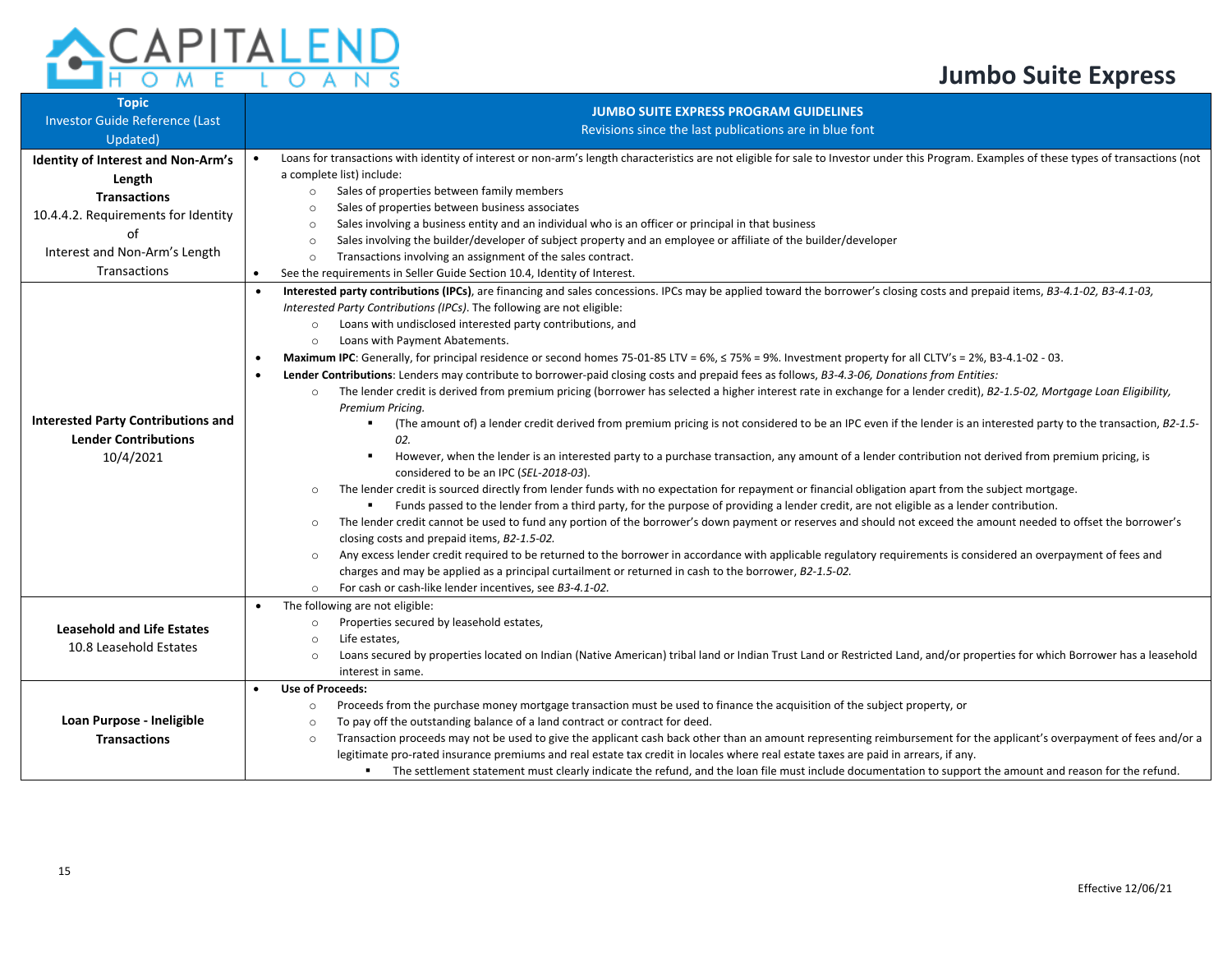# Jumbo Suite Express

| Topic<br>Investor Guide Reference (Last Updated) | JUMBO SUITE EXPRESS PROGRAM GUIDELINES<br>Revisions since the last publications are in blue font |
|---|---|
| **Identity of Interest and Non-Arm's Length Transactions**<br>10.4.4.2. Requirements for Identity of Interest and Non-Arm's Length Transactions | • Loans for transactions with identity of interest or non-arm's length characteristics are not eligible for sale to Investor under this Program. Examples of these types of transactions (not a complete list) include:<br>&nbsp;&nbsp;○ Sales of properties between family members<br>&nbsp;&nbsp;○ Sales of properties between business associates<br>&nbsp;&nbsp;○ Sales involving a business entity and an individual who is an officer or principal in that business<br>&nbsp;&nbsp;○ Sales involving the builder/developer of subject property and an employee or affiliate of the builder/developer<br>&nbsp;&nbsp;○ Transactions involving an assignment of the sales contract.<br>• See the requirements in Seller Guide Section 10.4, Identity of Interest. |
| **Interested Party Contributions and Lender Contributions**<br>10/4/2021 | • **Interested party contributions (IPCs)**, are financing and sales concessions. IPCs may be applied toward the borrower's closing costs and prepaid items, *B3-4.1-02, B3-4.1-03, Interested Party Contributions (IPCs)*. The following are not eligible:<br>&nbsp;&nbsp;○ Loans with undisclosed interested party contributions, and<br>&nbsp;&nbsp;○ Loans with Payment Abatements.<br>• **Maximum IPC**: Generally, for principal residence or second homes 75-01-85 LTV = 6%, ≤ 75% = 9%. Investment property for all CLTV's = 2%, B3-4.1-02 - 03.<br>• **Lender Contributions**: Lenders may contribute to borrower-paid closing costs and prepaid fees as follows, *B3-4.3-06, Donations from Entities:*<br>&nbsp;&nbsp;○ The lender credit is derived from premium pricing (borrower has selected a higher interest rate in exchange for a lender credit), *B2-1.5-02, Mortgage Loan Eligibility, Premium Pricing.*<br>&nbsp;&nbsp;&nbsp;&nbsp;▪ (The amount of) a lender credit derived from premium pricing is not considered to be an IPC even if the lender is an interested party to the transaction, *B2-1.5-02.*<br>&nbsp;&nbsp;&nbsp;&nbsp;▪ However, when the lender is an interested party to a purchase transaction, any amount of a lender contribution not derived from premium pricing, is considered to be an IPC (*SEL-2018-03*).<br>&nbsp;&nbsp;○ The lender credit is sourced directly from lender funds with no expectation for repayment or financial obligation apart from the subject mortgage.<br>&nbsp;&nbsp;&nbsp;&nbsp;▪ Funds passed to the lender from a third party, for the purpose of providing a lender credit, are not eligible as a lender contribution.<br>&nbsp;&nbsp;○ The lender credit cannot be used to fund any portion of the borrower's down payment or reserves and should not exceed the amount needed to offset the borrower's closing costs and prepaid items, *B2-1.5-02.*<br>&nbsp;&nbsp;○ Any excess lender credit required to be returned to the borrower in accordance with applicable regulatory requirements is considered an overpayment of fees and charges and may be applied as a principal curtailment or returned in cash to the borrower, *B2-1.5-02.*<br>&nbsp;&nbsp;○ For cash or cash-like lender incentives, see *B3-4.1-02.* |
| **Leasehold and Life Estates**<br>10.8 Leasehold Estates | • The following are not eligible:<br>&nbsp;&nbsp;○ Properties secured by leasehold estates,<br>&nbsp;&nbsp;○ Life estates,<br>&nbsp;&nbsp;○ Loans secured by properties located on Indian (Native American) tribal land or Indian Trust Land or Restricted Land, and/or properties for which Borrower has a leasehold interest in same. |
| **Loan Purpose - Ineligible Transactions** | • **Use of Proceeds:**<br>&nbsp;&nbsp;○ Proceeds from the purchase money mortgage transaction must be used to finance the acquisition of the subject property, or<br>&nbsp;&nbsp;○ To pay off the outstanding balance of a land contract or contract for deed.<br>&nbsp;&nbsp;○ Transaction proceeds may not be used to give the applicant cash back other than an amount representing reimbursement for the applicant's overpayment of fees and/or a legitimate pro-rated insurance premiums and real estate tax credit in locales where real estate taxes are paid in arrears, if any.<br>&nbsp;&nbsp;&nbsp;&nbsp;▪ The settlement statement must clearly indicate the refund, and the loan file must include documentation to support the amount and reason for the refund. |

Effective 12/06/21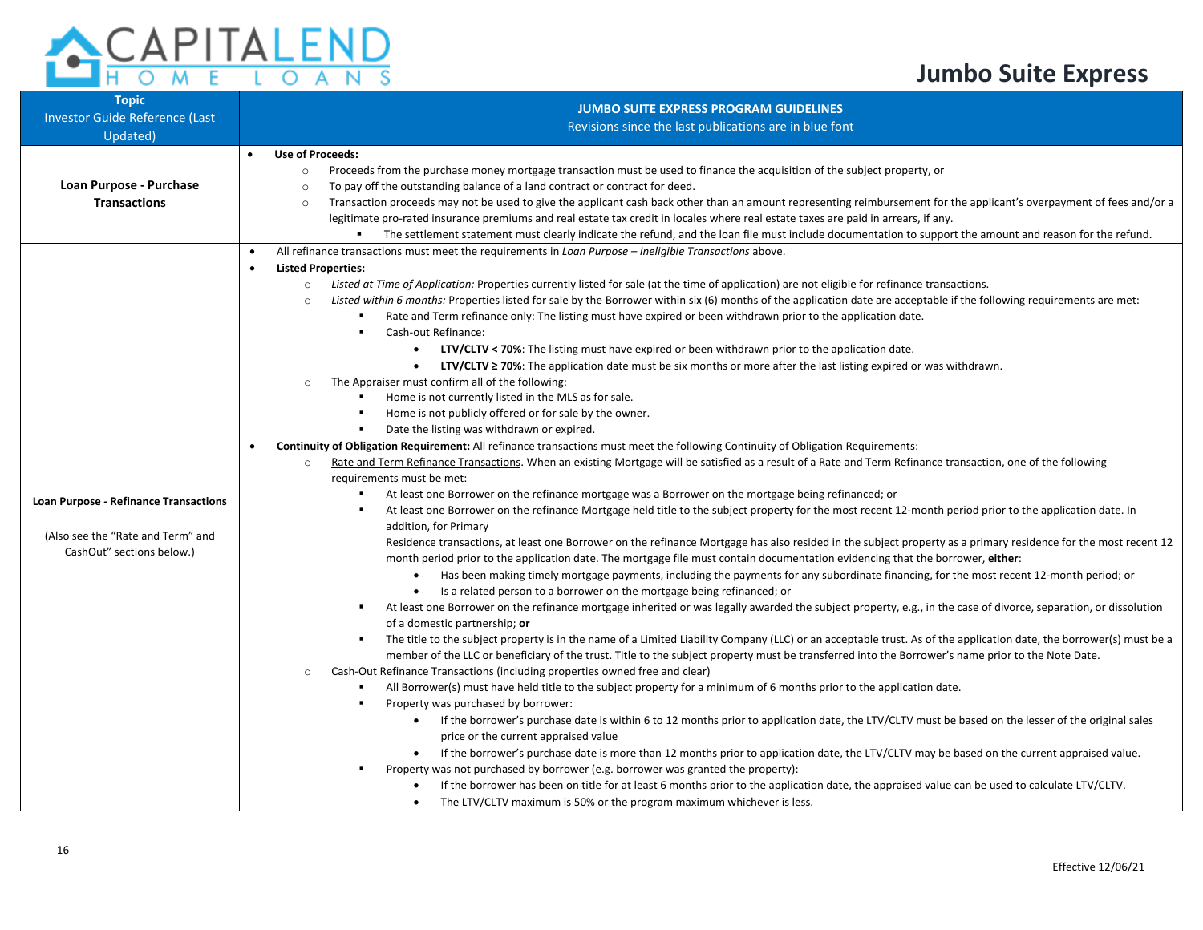# Jumbo Suite Express

| Topic<br>Investor Guide Reference (Last Updated) | JUMBO SUITE EXPRESS PROGRAM GUIDELINES<br>Revisions since the last publications are in blue font |
|---|---|
| **Loan Purpose - Purchase Transactions** | • **Use of Proceeds:**<br>  ○ Proceeds from the purchase money mortgage transaction must be used to finance the acquisition of the subject property, or<br>  ○ To pay off the outstanding balance of a land contract or contract for deed.<br>  ○ Transaction proceeds may not be used to give the applicant cash back other than an amount representing reimbursement for the applicant's overpayment of fees and/or a legitimate pro-rated insurance premiums and real estate tax credit in locales where real estate taxes are paid in arrears, if any.<br>    ▪ The settlement statement must clearly indicate the refund, and the loan file must include documentation to support the amount and reason for the refund. |
| **Loan Purpose - Refinance Transactions**<br><br>(Also see the "Rate and Term" and CashOut" sections below.) | • All refinance transactions must meet the requirements in *Loan Purpose – Ineligible Transactions* above.<br>• **Listed Properties:**<br>  ○ *Listed at Time of Application:* Properties currently listed for sale (at the time of application) are not eligible for refinance transactions.<br>  ○ *Listed within 6 months:* Properties listed for sale by the Borrower within six (6) months of the application date are acceptable if the following requirements are met:<br>    ▪ Rate and Term refinance only: The listing must have expired or been withdrawn prior to the application date.<br>    ▪ Cash-out Refinance:<br>      • **LTV/CLTV < 70%**: The listing must have expired or been withdrawn prior to the application date.<br>      • **LTV/CLTV ≥ 70%**: The application date must be six months or more after the last listing expired or was withdrawn.<br>  ○ The Appraiser must confirm all of the following:<br>    ▪ Home is not currently listed in the MLS as for sale.<br>    ▪ Home is not publicly offered or for sale by the owner.<br>    ▪ Date the listing was withdrawn or expired.<br>• **Continuity of Obligation Requirement:** All refinance transactions must meet the following Continuity of Obligation Requirements:<br>  ○ Rate and Term Refinance Transactions. When an existing Mortgage will be satisfied as a result of a Rate and Term Refinance transaction, one of the following requirements must be met:<br>    ▪ At least one Borrower on the refinance mortgage was a Borrower on the mortgage being refinanced; or<br>    ▪ At least one Borrower on the refinance Mortgage held title to the subject property for the most recent 12-month period prior to the application date. In addition, for Primary Residence transactions, at least one Borrower on the refinance Mortgage has also resided in the subject property as a primary residence for the most recent 12 month period prior to the application date. The mortgage file must contain documentation evidencing that the borrower, **either**:<br>      • Has been making timely mortgage payments, including the payments for any subordinate financing, for the most recent 12-month period; or<br>      • Is a related person to a borrower on the mortgage being refinanced; or<br>    ▪ At least one Borrower on the refinance mortgage inherited or was legally awarded the subject property, e.g., in the case of divorce, separation, or dissolution of a domestic partnership; **or**<br>    ▪ The title to the subject property is in the name of a Limited Liability Company (LLC) or an acceptable trust. As of the application date, the borrower(s) must be a member of the LLC or beneficiary of the trust. Title to the subject property must be transferred into the Borrower's name prior to the Note Date.<br>  ○ Cash-Out Refinance Transactions (including properties owned free and clear)<br>    ▪ All Borrower(s) must have held title to the subject property for a minimum of 6 months prior to the application date.<br>    ▪ Property was purchased by borrower:<br>      • If the borrower's purchase date is within 6 to 12 months prior to application date, the LTV/CLTV must be based on the lesser of the original sales price or the current appraised value<br>      • If the borrower's purchase date is more than 12 months prior to application date, the LTV/CLTV may be based on the current appraised value.<br>    ▪ Property was not purchased by borrower (e.g. borrower was granted the property):<br>      • If the borrower has been on title for at least 6 months prior to the application date, the appraised value can be used to calculate LTV/CLTV.<br>      • The LTV/CLTV maximum is 50% or the program maximum whichever is less. |

Effective 12/06/21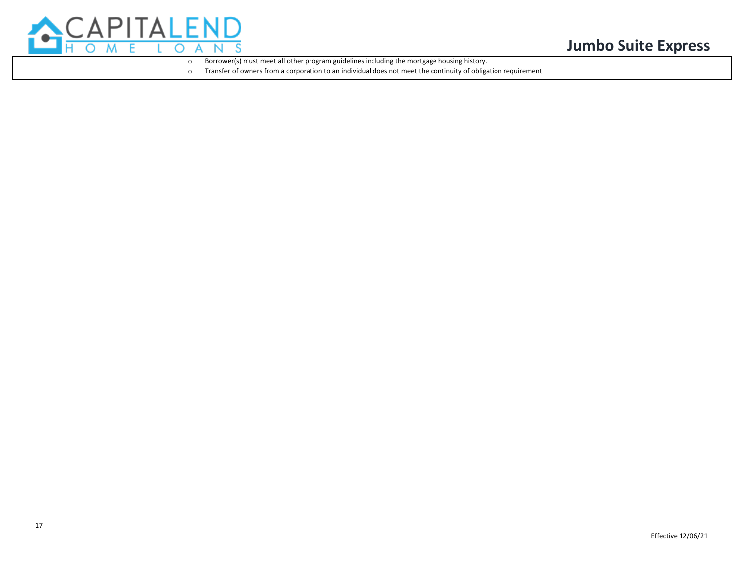| | |
|---|---|
| | ○ Borrower(s) must meet all other program guidelines including the mortgage housing history.<br>○ Transfer of owners from a corporation to an individual does not meet the continuity of obligation requirement |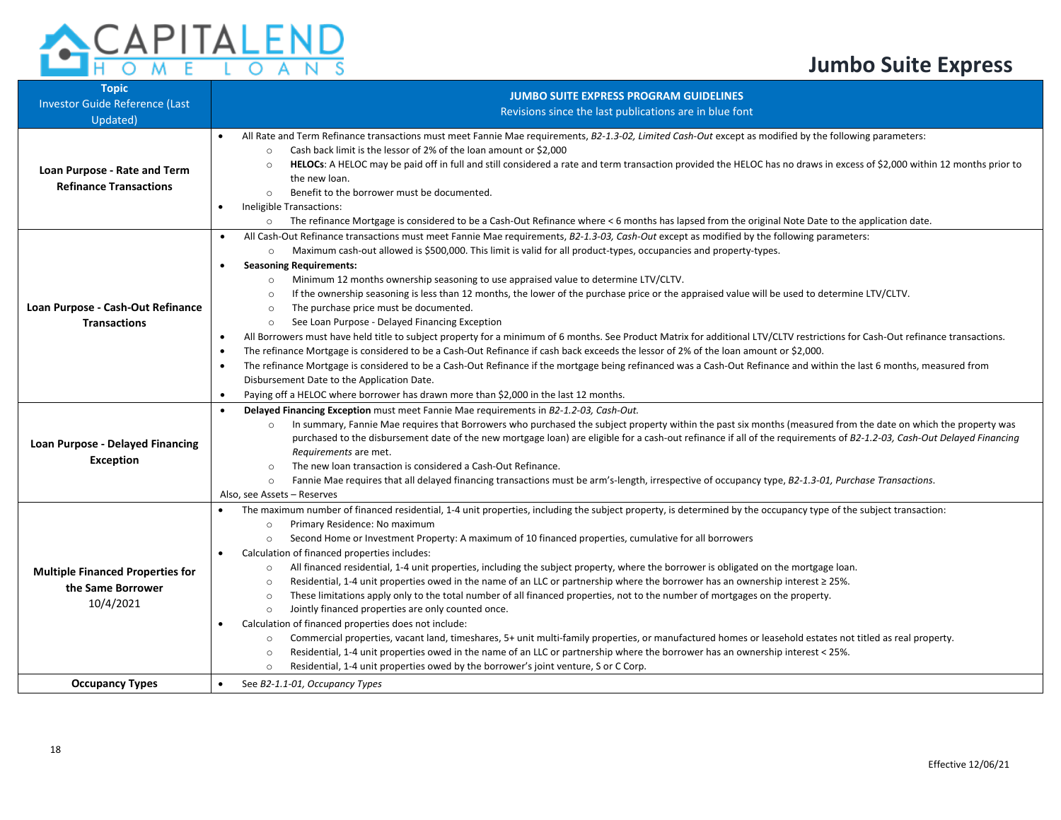# Jumbo Suite Express

| Topic Investor Guide Reference (Last Updated) | JUMBO SUITE EXPRESS PROGRAM GUIDELINES Revisions since the last publications are in blue font |
|---|---|
| **Loan Purpose - Rate and Term Refinance Transactions** | • All Rate and Term Refinance transactions must meet Fannie Mae requirements, *B2-1.3-02, Limited Cash-Out* except as modified by the following parameters:<br>  ○ Cash back limit is the lessor of 2% of the loan amount or $2,000<br>  ○ **HELOCs**: A HELOC may be paid off in full and still considered a rate and term transaction provided the HELOC has no draws in excess of $2,000 within 12 months prior to the new loan.<br>  ○ Benefit to the borrower must be documented.<br>• Ineligible Transactions:<br>  ○ The refinance Mortgage is considered to be a Cash-Out Refinance where < 6 months has lapsed from the original Note Date to the application date. |
| **Loan Purpose - Cash-Out Refinance Transactions** | • All Cash-Out Refinance transactions must meet Fannie Mae requirements, *B2-1.3-03, Cash-Out* except as modified by the following parameters:<br>  ○ Maximum cash-out allowed is $500,000. This limit is valid for all product-types, occupancies and property-types.<br>• **Seasoning Requirements:**<br>  ○ Minimum 12 months ownership seasoning to use appraised value to determine LTV/CLTV.<br>  ○ If the ownership seasoning is less than 12 months, the lower of the purchase price or the appraised value will be used to determine LTV/CLTV.<br>  ○ The purchase price must be documented.<br>  ○ See Loan Purpose - Delayed Financing Exception<br>• All Borrowers must have held title to subject property for a minimum of 6 months. See Product Matrix for additional LTV/CLTV restrictions for Cash-Out refinance transactions.<br>• The refinance Mortgage is considered to be a Cash-Out Refinance if cash back exceeds the lessor of 2% of the loan amount or $2,000.<br>• The refinance Mortgage is considered to be a Cash-Out Refinance if the mortgage being refinanced was a Cash-Out Refinance and within the last 6 months, measured from Disbursement Date to the Application Date.<br>• Paying off a HELOC where borrower has drawn more than $2,000 in the last 12 months. |
| **Loan Purpose - Delayed Financing Exception** | • **Delayed Financing Exception** must meet Fannie Mae requirements in *B2-1.2-03, Cash-Out.*<br>  ○ In summary, Fannie Mae requires that Borrowers who purchased the subject property within the past six months (measured from the date on which the property was purchased to the disbursement date of the new mortgage loan) are eligible for a cash-out refinance if all of the requirements of *B2-1.2-03, Cash-Out Delayed Financing Requirements* are met.<br>  ○ The new loan transaction is considered a Cash-Out Refinance.<br>  ○ Fannie Mae requires that all delayed financing transactions must be arm's-length, irrespective of occupancy type, *B2-1.3-01, Purchase Transactions*.<br>Also, see Assets – Reserves |
| **Multiple Financed Properties for the Same Borrower** 10/4/2021 | • The maximum number of financed residential, 1-4 unit properties, including the subject property, is determined by the occupancy type of the subject transaction:<br>  ○ Primary Residence: No maximum<br>  ○ Second Home or Investment Property: A maximum of 10 financed properties, cumulative for all borrowers<br>• Calculation of financed properties includes:<br>  ○ All financed residential, 1-4 unit properties, including the subject property, where the borrower is obligated on the mortgage loan.<br>  ○ Residential, 1-4 unit properties owed in the name of an LLC or partnership where the borrower has an ownership interest ≥ 25%.<br>  ○ These limitations apply only to the total number of all financed properties, not to the number of mortgages on the property.<br>  ○ Jointly financed properties are only counted once.<br>• Calculation of financed properties does not include:<br>  ○ Commercial properties, vacant land, timeshares, 5+ unit multi-family properties, or manufactured homes or leasehold estates not titled as real property.<br>  ○ Residential, 1-4 unit properties owed in the name of an LLC or partnership where the borrower has an ownership interest < 25%.<br>  ○ Residential, 1-4 unit properties owed by the borrower's joint venture, S or C Corp. |
| **Occupancy Types** | • See *B2-1.1-01, Occupancy Types* |

Effective 12/06/21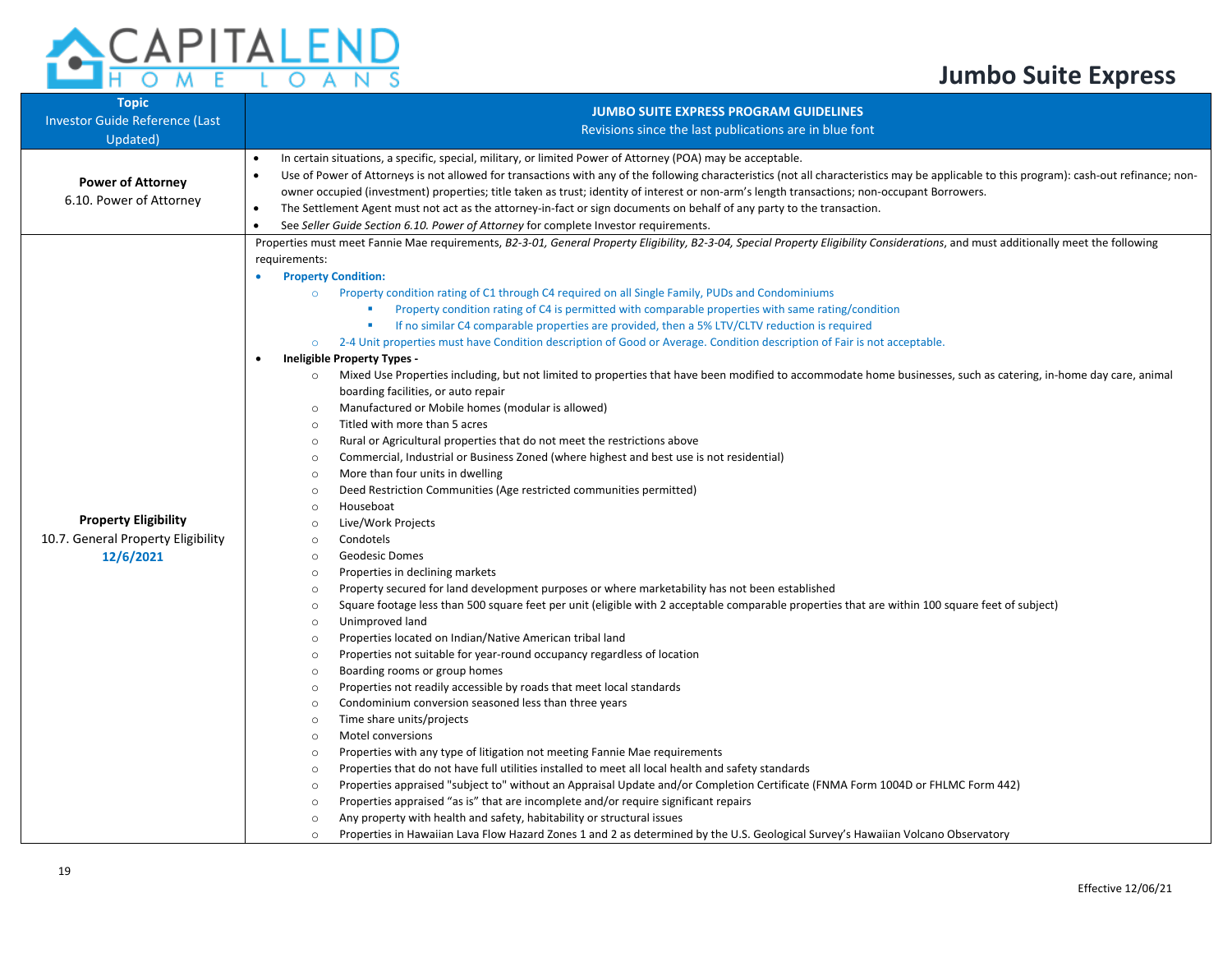| Topic<br>Investor Guide Reference (Last Updated) | JUMBO SUITE EXPRESS PROGRAM GUIDELINES<br>Revisions since the last publications are in blue font |
|---|---|
| **Power of Attorney**<br>6.10. Power of Attorney | • In certain situations, a specific, special, military, or limited Power of Attorney (POA) may be acceptable.<br>• Use of Power of Attorneys is not allowed for transactions with any of the following characteristics (not all characteristics may be applicable to this program): cash-out refinance; non-owner occupied (investment) properties; title taken as trust; identity of interest or non-arm's length transactions; non-occupant Borrowers.<br>• The Settlement Agent must not act as the attorney-in-fact or sign documents on behalf of any party to the transaction.<br>• See *Seller Guide Section 6.10. Power of Attorney* for complete Investor requirements. |
| **Property Eligibility**<br>10.7. General Property Eligibility<br>12/6/2021 | Properties must meet Fannie Mae requirements, *B2-3-01, General Property Eligibility, B2-3-04, Special Property Eligibility Considerations*, and must additionally meet the following requirements:<br>• **Property Condition:**<br>  ○ Property condition rating of C1 through C4 required on all Single Family, PUDs and Condominiums<br>    ▪ Property condition rating of C4 is permitted with comparable properties with same rating/condition<br>    ▪ If no similar C4 comparable properties are provided, then a 5% LTV/CLTV reduction is required<br>  ○ 2-4 Unit properties must have Condition description of Good or Average. Condition description of Fair is not acceptable.<br>• **Ineligible Property Types -**<br>  ○ Mixed Use Properties including, but not limited to properties that have been modified to accommodate home businesses, such as catering, in-home day care, animal boarding facilities, or auto repair<br>  ○ Manufactured or Mobile homes (modular is allowed)<br>  ○ Titled with more than 5 acres<br>  ○ Rural or Agricultural properties that do not meet the restrictions above<br>  ○ Commercial, Industrial or Business Zoned (where highest and best use is not residential)<br>  ○ More than four units in dwelling<br>  ○ Deed Restriction Communities (Age restricted communities permitted)<br>  ○ Houseboat<br>  ○ Live/Work Projects<br>  ○ Condotels<br>  ○ Geodesic Domes<br>  ○ Properties in declining markets<br>  ○ Property secured for land development purposes or where marketability has not been established<br>  ○ Square footage less than 500 square feet per unit (eligible with 2 acceptable comparable properties that are within 100 square feet of subject)<br>  ○ Unimproved land<br>  ○ Properties located on Indian/Native American tribal land<br>  ○ Properties not suitable for year-round occupancy regardless of location<br>  ○ Boarding rooms or group homes<br>  ○ Properties not readily accessible by roads that meet local standards<br>  ○ Condominium conversion seasoned less than three years<br>  ○ Time share units/projects<br>  ○ Motel conversions<br>  ○ Properties with any type of litigation not meeting Fannie Mae requirements<br>  ○ Properties that do not have full utilities installed to meet all local health and safety standards<br>  ○ Properties appraised "subject to" without an Appraisal Update and/or Completion Certificate (FNMA Form 1004D or FHLMC Form 442)<br>  ○ Properties appraised "as is" that are incomplete and/or require significant repairs<br>  ○ Any property with health and safety, habitability or structural issues<br>  ○ Properties in Hawaiian Lava Flow Hazard Zones 1 and 2 as determined by the U.S. Geological Survey's Hawaiian Volcano Observatory |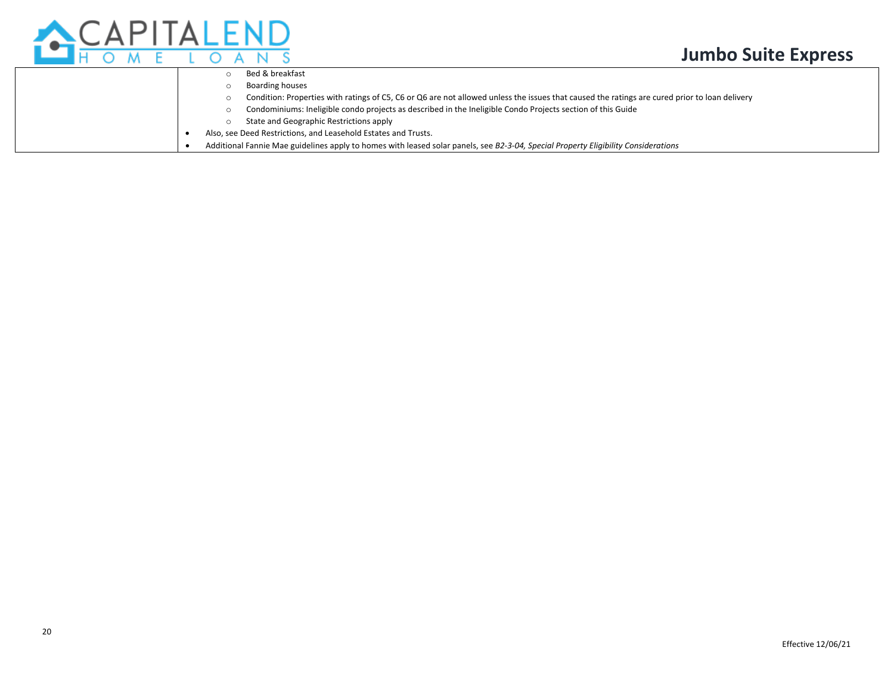| | |
|---|---|
| | <ul><li><ul><li>Bed & breakfast</li><li>Boarding houses</li><li>Condition: Properties with ratings of C5, C6 or Q6 are not allowed unless the issues that caused the ratings are cured prior to loan delivery</li><li>Condominiums: Ineligible condo projects as described in the Ineligible Condo Projects section of this Guide</li><li>State and Geographic Restrictions apply</li></ul></li><li>Also, see Deed Restrictions, and Leasehold Estates and Trusts.</li><li>Additional Fannie Mae guidelines apply to homes with leased solar panels, see *B2-3-04, Special Property Eligibility Considerations*</li></ul> |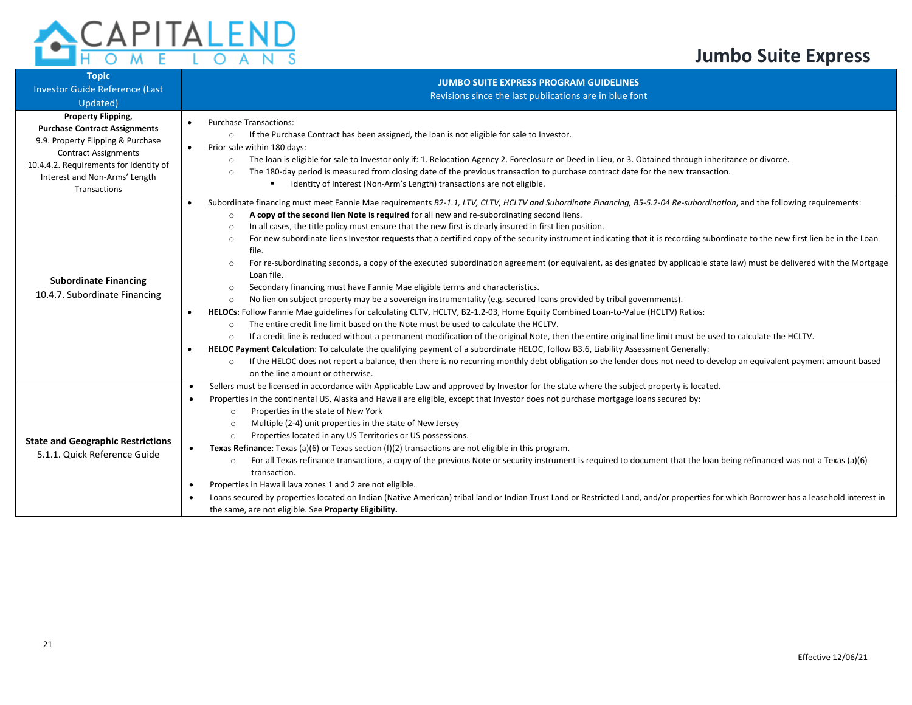| Topic<br>Investor Guide Reference (Last Updated) | JUMBO SUITE EXPRESS PROGRAM GUIDELINES<br>Revisions since the last publications are in blue font |
|---|---|
| **Property Flipping, Purchase Contract Assignments**<br>9.9. Property Flipping & Purchase Contract Assignments<br>10.4.4.2. Requirements for Identity of Interest and Non-Arms' Length Transactions | • Purchase Transactions:<br>  ○ If the Purchase Contract has been assigned, the loan is not eligible for sale to Investor.<br>• Prior sale within 180 days:<br>  ○ The loan is eligible for sale to Investor only if: 1. Relocation Agency 2. Foreclosure or Deed in Lieu, or 3. Obtained through inheritance or divorce.<br>  ○ The 180-day period is measured from closing date of the previous transaction to purchase contract date for the new transaction.<br>    ▪ Identity of Interest (Non-Arm's Length) transactions are not eligible. |
| **Subordinate Financing**<br>10.4.7. Subordinate Financing | • Subordinate financing must meet Fannie Mae requirements *B2-1.1, LTV, CLTV, HCLTV and Subordinate Financing, B5-5.2-04 Re-subordination*, and the following requirements:<br>  ○ **A copy of the second lien Note is required** for all new and re-subordinating second liens.<br>  ○ In all cases, the title policy must ensure that the new first is clearly insured in first lien position.<br>  ○ For new subordinate liens Investor **requests** that a certified copy of the security instrument indicating that it is recording subordinate to the new first lien be in the Loan file.<br>  ○ For re-subordinating seconds, a copy of the executed subordination agreement (or equivalent, as designated by applicable state law) must be delivered with the Mortgage Loan file.<br>  ○ Secondary financing must have Fannie Mae eligible terms and characteristics.<br>  ○ No lien on subject property may be a sovereign instrumentality (e.g. secured loans provided by tribal governments).<br>• **HELOCs:** Follow Fannie Mae guidelines for calculating CLTV, HCLTV, B2-1.2-03, Home Equity Combined Loan-to-Value (HCLTV) Ratios:<br>  ○ The entire credit line limit based on the Note must be used to calculate the HCLTV.<br>  ○ If a credit line is reduced without a permanent modification of the original Note, then the entire original line limit must be used to calculate the HCLTV.<br>• **HELOC Payment Calculation**: To calculate the qualifying payment of a subordinate HELOC, follow B3.6, Liability Assessment Generally:<br>  ○ If the HELOC does not report a balance, then there is no recurring monthly debt obligation so the lender does not need to develop an equivalent payment amount based on the line amount or otherwise. |
| **State and Geographic Restrictions**<br>5.1.1. Quick Reference Guide | • Sellers must be licensed in accordance with Applicable Law and approved by Investor for the state where the subject property is located.<br>• Properties in the continental US, Alaska and Hawaii are eligible, except that Investor does not purchase mortgage loans secured by:<br>  ○ Properties in the state of New York<br>  ○ Multiple (2-4) unit properties in the state of New Jersey<br>  ○ Properties located in any US Territories or US possessions.<br>• **Texas Refinance**: Texas (a)(6) or Texas section (f)(2) transactions are not eligible in this program.<br>  ○ For all Texas refinance transactions, a copy of the previous Note or security instrument is required to document that the loan being refinanced was not a Texas (a)(6) transaction.<br>• Properties in Hawaii lava zones 1 and 2 are not eligible.<br>• Loans secured by properties located on Indian (Native American) tribal land or Indian Trust Land or Restricted Land, and/or properties for which Borrower has a leasehold interest in the same, are not eligible. See **Property Eligibility.** |

Effective 12/06/21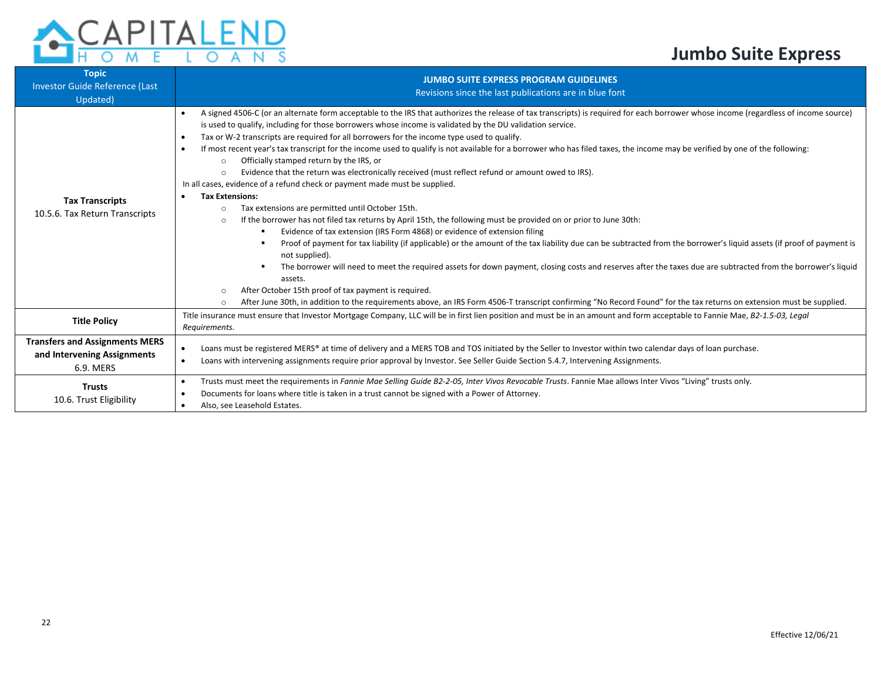| Topic<br>Investor Guide Reference (Last Updated) | JUMBO SUITE EXPRESS PROGRAM GUIDELINES<br>Revisions since the last publications are in blue font |
|---|---|
| **Tax Transcripts**<br>10.5.6. Tax Return Transcripts | • A signed 4506-C (or an alternate form acceptable to the IRS that authorizes the release of tax transcripts) is required for each borrower whose income (regardless of income source) is used to qualify, including for those borrowers whose income is validated by the DU validation service.<br>• Tax or W-2 transcripts are required for all borrowers for the income type used to qualify.<br>• If most recent year's tax transcript for the income used to qualify is not available for a borrower who has filed taxes, the income may be verified by one of the following:<br>&nbsp;&nbsp;&nbsp;&nbsp;○ Officially stamped return by the IRS, or<br>&nbsp;&nbsp;&nbsp;&nbsp;○ Evidence that the return was electronically received (must reflect refund or amount owed to IRS).<br>In all cases, evidence of a refund check or payment made must be supplied.<br>• **Tax Extensions:**<br>&nbsp;&nbsp;&nbsp;&nbsp;○ Tax extensions are permitted until October 15th.<br>&nbsp;&nbsp;&nbsp;&nbsp;○ If the borrower has not filed tax returns by April 15th, the following must be provided on or prior to June 30th:<br>&nbsp;&nbsp;&nbsp;&nbsp;&nbsp;&nbsp;&nbsp;&nbsp;▪ Evidence of tax extension (IRS Form 4868) or evidence of extension filing<br>&nbsp;&nbsp;&nbsp;&nbsp;&nbsp;&nbsp;&nbsp;&nbsp;▪ Proof of payment for tax liability (if applicable) or the amount of the tax liability due can be subtracted from the borrower's liquid assets (if proof of payment is not supplied).<br>&nbsp;&nbsp;&nbsp;&nbsp;&nbsp;&nbsp;&nbsp;&nbsp;▪ The borrower will need to meet the required assets for down payment, closing costs and reserves after the taxes due are subtracted from the borrower's liquid assets.<br>&nbsp;&nbsp;&nbsp;&nbsp;○ After October 15th proof of tax payment is required.<br>&nbsp;&nbsp;&nbsp;&nbsp;○ After June 30th, in addition to the requirements above, an IRS Form 4506-T transcript confirming "No Record Found" for the tax returns on extension must be supplied. |
| **Title Policy** | Title insurance must ensure that Investor Mortgage Company, LLC will be in first lien position and must be in an amount and form acceptable to Fannie Mae, *B2-1.5-03, Legal Requirements.* |
| **Transfers and Assignments MERS and Intervening Assignments**<br>6.9. MERS | • Loans must be registered MERS® at time of delivery and a MERS TOB and TOS initiated by the Seller to Investor within two calendar days of loan purchase.<br>• Loans with intervening assignments require prior approval by Investor. See Seller Guide Section 5.4.7, Intervening Assignments. |
| **Trusts**<br>10.6. Trust Eligibility | • Trusts must meet the requirements in *Fannie Mae Selling Guide B2-2-05, Inter Vivos Revocable Trusts*. Fannie Mae allows Inter Vivos "Living" trusts only.<br>• Documents for loans where title is taken in a trust cannot be signed with a Power of Attorney.<br>• Also, see Leasehold Estates. |

Effective 12/06/21